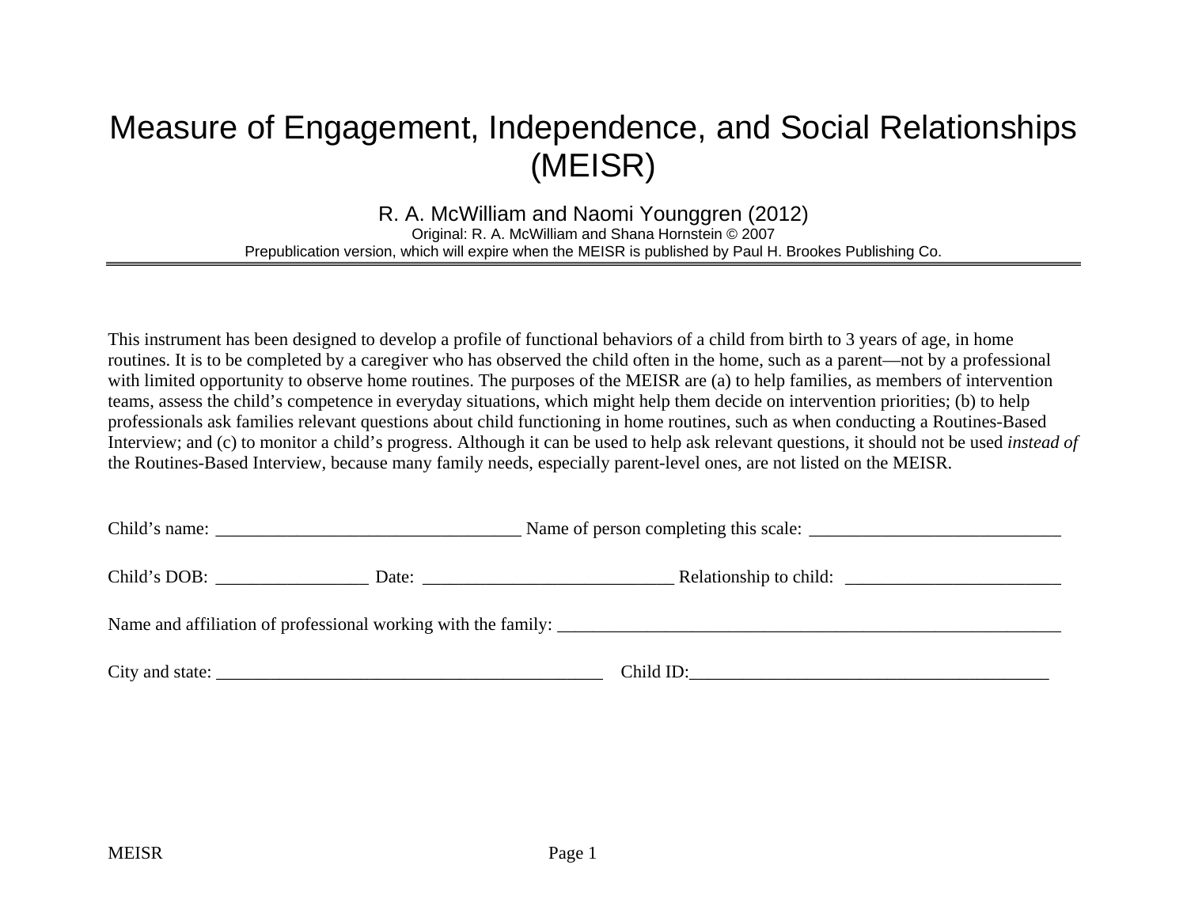# Measure of Engagement, Independence, and Social Relationships (MEISR)

R. A. McWilliam and Naomi Younggren (2012)
Original: R. A. McWilliam and Shana Hornstein © 2007
Prepublication version, which will expire when the MEISR is published by Paul H. Brookes Publishing Co.

---

This instrument has been designed to develop a profile of functional behaviors of a child from birth to 3 years of age, in home routines. It is to be completed by a caregiver who has observed the child often in the home, such as a parent—not by a professional with limited opportunity to observe home routines. The purposes of the MEISR are (a) to help families, as members of intervention teams, assess the child's competence in everyday situations, which might help them decide on intervention priorities; (b) to help professionals ask families relevant questions about child functioning in home routines, such as when conducting a Routines-Based Interview; and (c) to monitor a child's progress. Although it can be used to help ask relevant questions, it should not be used *instead of* the Routines-Based Interview, because many family needs, especially parent-level ones, are not listed on the MEISR.

Child's name: __________________________________ Name of person completing this scale: ____________________________

Child's DOB: _________________ Date: ____________________________ Relationship to child: ________________________

Name and affiliation of professional working with the family: __________________________________________________________

City and state: ____________________________________________ Child ID:_________________________________________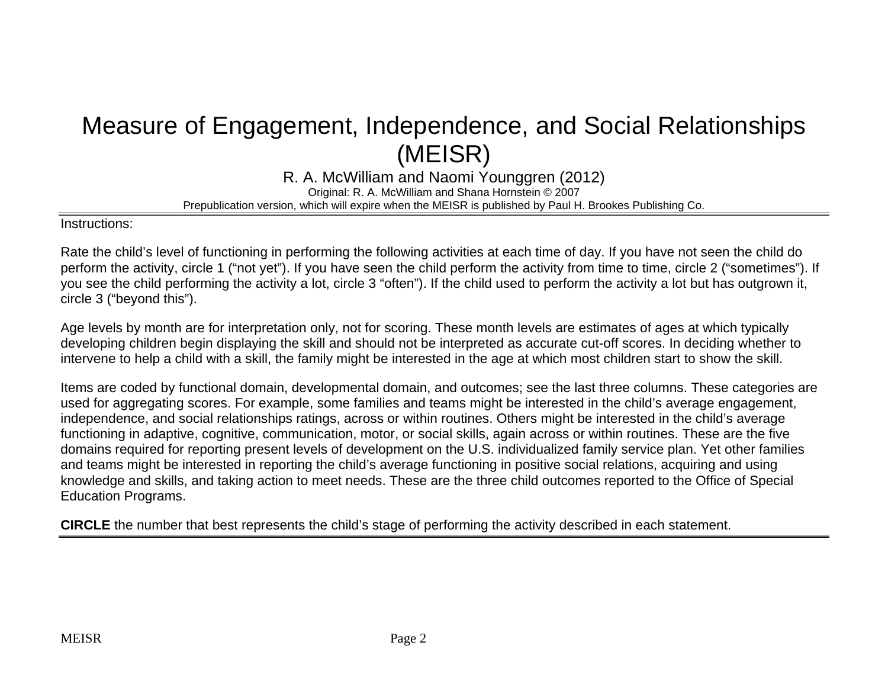# Measure of Engagement, Independence, and Social Relationships (MEISR)

R. A. McWilliam and Naomi Younggren (2012)

Original: R. A. McWilliam and Shana Hornstein © 2007

Prepublication version, which will expire when the MEISR is published by Paul H. Brookes Publishing Co.

Instructions:

Rate the child's level of functioning in performing the following activities at each time of day. If you have not seen the child do perform the activity, circle 1 ("not yet"). If you have seen the child perform the activity from time to time, circle 2 ("sometimes"). If you see the child performing the activity a lot, circle 3 "often"). If the child used to perform the activity a lot but has outgrown it, circle 3 ("beyond this").

Age levels by month are for interpretation only, not for scoring. These month levels are estimates of ages at which typically developing children begin displaying the skill and should not be interpreted as accurate cut-off scores. In deciding whether to intervene to help a child with a skill, the family might be interested in the age at which most children start to show the skill.

Items are coded by functional domain, developmental domain, and outcomes; see the last three columns. These categories are used for aggregating scores. For example, some families and teams might be interested in the child's average engagement, independence, and social relationships ratings, across or within routines. Others might be interested in the child's average functioning in adaptive, cognitive, communication, motor, or social skills, again across or within routines. These are the five domains required for reporting present levels of development on the U.S. individualized family service plan. Yet other families and teams might be interested in reporting the child's average functioning in positive social relations, acquiring and using knowledge and skills, and taking action to meet needs. These are the three child outcomes reported to the Office of Special Education Programs.

**CIRCLE** the number that best represents the child's stage of performing the activity described in each statement.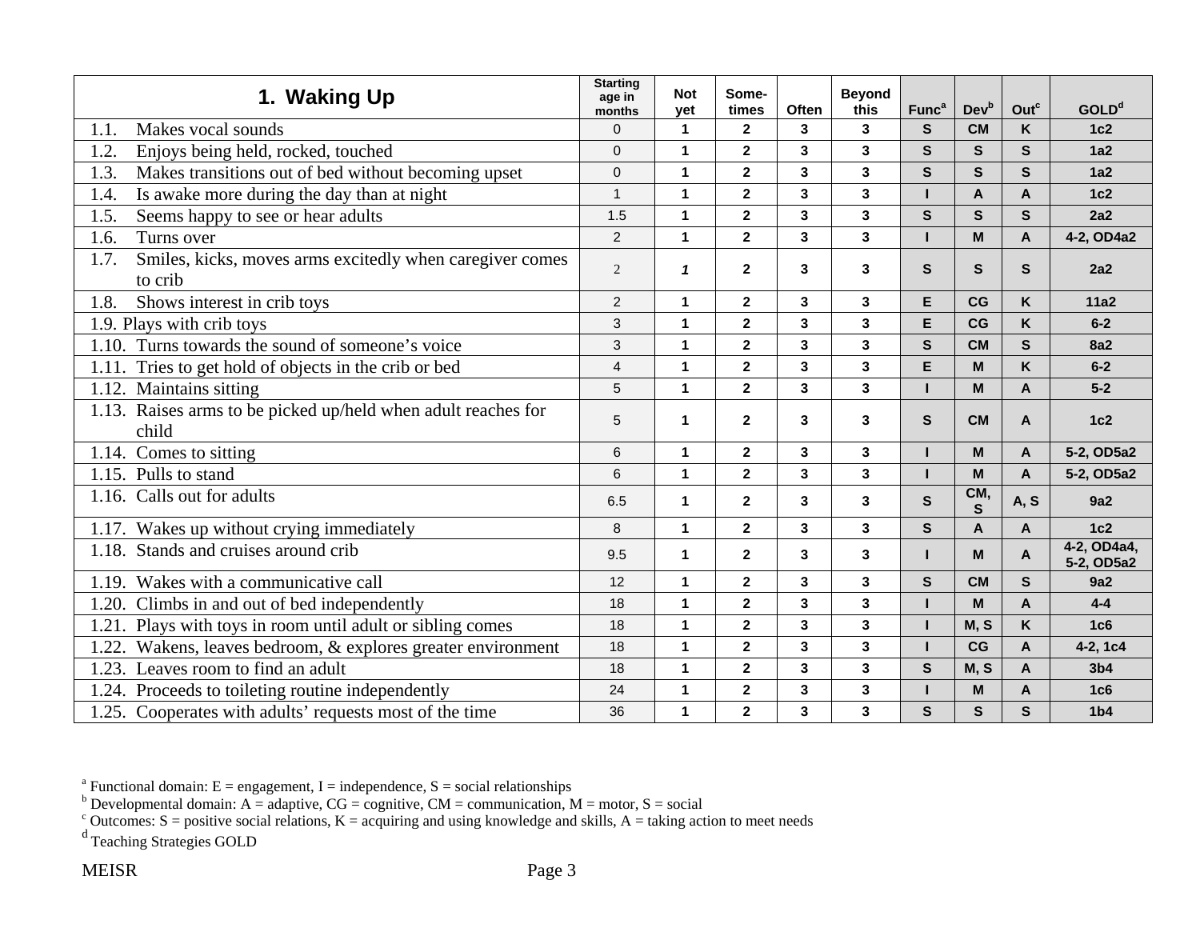| 1. Waking Up | Starting age in months | Not yet | Some-times | Often | Beyond this | Func[a] | Dev[b] | Out[c] | GOLD[d] |
|---|---|---|---|---|---|---|---|---|---|
| 1.1. Makes vocal sounds | 0 | 1 | 2 | 3 | 3 | S | CM | K | 1c2 |
| 1.2. Enjoys being held, rocked, touched | 0 | 1 | 2 | 3 | 3 | S | S | S | 1a2 |
| 1.3. Makes transitions out of bed without becoming upset | 0 | 1 | 2 | 3 | 3 | S | S | S | 1a2 |
| 1.4. Is awake more during the day than at night | 1 | 1 | 2 | 3 | 3 | I | A | A | 1c2 |
| 1.5. Seems happy to see or hear adults | 1.5 | 1 | 2 | 3 | 3 | S | S | S | 2a2 |
| 1.6. Turns over | 2 | 1 | 2 | 3 | 3 | I | M | A | 4-2, OD4a2 |
| 1.7. Smiles, kicks, moves arms excitedly when caregiver comes to crib | 2 | 1 | 2 | 3 | 3 | S | S | S | 2a2 |
| 1.8. Shows interest in crib toys | 2 | 1 | 2 | 3 | 3 | E | CG | K | 11a2 |
| 1.9. Plays with crib toys | 3 | 1 | 2 | 3 | 3 | E | CG | K | 6-2 |
| 1.10. Turns towards the sound of someone's voice | 3 | 1 | 2 | 3 | 3 | S | CM | S | 8a2 |
| 1.11. Tries to get hold of objects in the crib or bed | 4 | 1 | 2 | 3 | 3 | E | M | K | 6-2 |
| 1.12. Maintains sitting | 5 | 1 | 2 | 3 | 3 | I | M | A | 5-2 |
| 1.13. Raises arms to be picked up/held when adult reaches for child | 5 | 1 | 2 | 3 | 3 | S | CM | A | 1c2 |
| 1.14. Comes to sitting | 6 | 1 | 2 | 3 | 3 | I | M | A | 5-2, OD5a2 |
| 1.15. Pulls to stand | 6 | 1 | 2 | 3 | 3 | I | M | A | 5-2, OD5a2 |
| 1.16. Calls out for adults | 6.5 | 1 | 2 | 3 | 3 | S | CM, S | A, S | 9a2 |
| 1.17. Wakes up without crying immediately | 8 | 1 | 2 | 3 | 3 | S | A | A | 1c2 |
| 1.18. Stands and cruises around crib | 9.5 | 1 | 2 | 3 | 3 | I | M | A | 4-2, OD4a4, 5-2, OD5a2 |
| 1.19. Wakes with a communicative call | 12 | 1 | 2 | 3 | 3 | S | CM | S | 9a2 |
| 1.20. Climbs in and out of bed independently | 18 | 1 | 2 | 3 | 3 | I | M | A | 4-4 |
| 1.21. Plays with toys in room until adult or sibling comes | 18 | 1 | 2 | 3 | 3 | I | M, S | K | 1c6 |
| 1.22. Wakens, leaves bedroom, & explores greater environment | 18 | 1 | 2 | 3 | 3 | I | CG | A | 4-2, 1c4 |
| 1.23. Leaves room to find an adult | 18 | 1 | 2 | 3 | 3 | S | M, S | A | 3b4 |
| 1.24. Proceeds to toileting routine independently | 24 | 1 | 2 | 3 | 3 | I | M | A | 1c6 |
| 1.25. Cooperates with adults' requests most of the time | 36 | 1 | 2 | 3 | 3 | S | S | S | 1b4 |

[a] Functional domain: E = engagement, I = independence, S = social relationships
[b] Developmental domain: A = adaptive, CG = cognitive, CM = communication, M = motor, S = social
[c] Outcomes: S = positive social relations, K = acquiring and using knowledge and skills, A = taking action to meet needs
[d] Teaching Strategies GOLD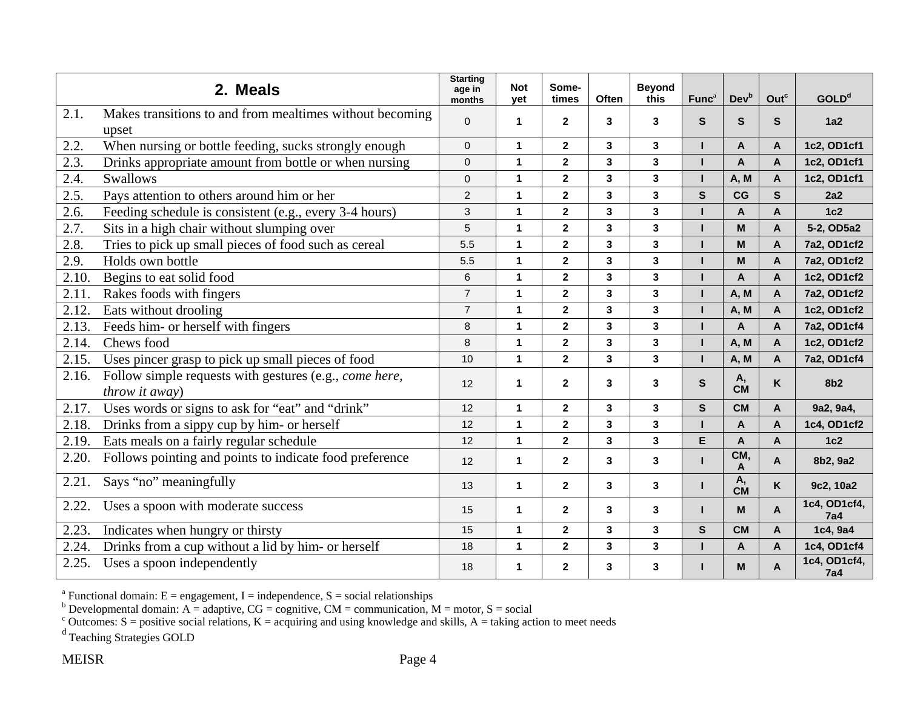| 2. Meals | Starting age in months | Not yet | Some-times | Often | Beyond this | Func[a] | Dev[b] | Out[c] | GOLD[d] |
|---|---|---|---|---|---|---|---|---|---|
| 2.1. Makes transitions to and from mealtimes without becoming upset | 0 | 1 | 2 | 3 | 3 | S | S | S | 1a2 |
| 2.2. When nursing or bottle feeding, sucks strongly enough | 0 | 1 | 2 | 3 | 3 | I | A | A | 1c2, OD1cf1 |
| 2.3. Drinks appropriate amount from bottle or when nursing | 0 | 1 | 2 | 3 | 3 | I | A | A | 1c2, OD1cf1 |
| 2.4. Swallows | 0 | 1 | 2 | 3 | 3 | I | A, M | A | 1c2, OD1cf1 |
| 2.5. Pays attention to others around him or her | 2 | 1 | 2 | 3 | 3 | S | CG | S | 2a2 |
| 2.6. Feeding schedule is consistent (e.g., every 3-4 hours) | 3 | 1 | 2 | 3 | 3 | I | A | A | 1c2 |
| 2.7. Sits in a high chair without slumping over | 5 | 1 | 2 | 3 | 3 | I | M | A | 5-2, OD5a2 |
| 2.8. Tries to pick up small pieces of food such as cereal | 5.5 | 1 | 2 | 3 | 3 | I | M | A | 7a2, OD1cf2 |
| 2.9. Holds own bottle | 5.5 | 1 | 2 | 3 | 3 | I | M | A | 7a2, OD1cf2 |
| 2.10. Begins to eat solid food | 6 | 1 | 2 | 3 | 3 | I | A | A | 1c2, OD1cf2 |
| 2.11. Rakes foods with fingers | 7 | 1 | 2 | 3 | 3 | I | A, M | A | 7a2, OD1cf2 |
| 2.12. Eats without drooling | 7 | 1 | 2 | 3 | 3 | I | A, M | A | 1c2, OD1cf2 |
| 2.13. Feeds him- or herself with fingers | 8 | 1 | 2 | 3 | 3 | I | A | A | 7a2, OD1cf4 |
| 2.14. Chews food | 8 | 1 | 2 | 3 | 3 | I | A, M | A | 1c2, OD1cf2 |
| 2.15. Uses pincer grasp to pick up small pieces of food | 10 | 1 | 2 | 3 | 3 | I | A, M | A | 7a2, OD1cf4 |
| 2.16. Follow simple requests with gestures (e.g., *come here, throw it away*) | 12 | 1 | 2 | 3 | 3 | S | A, CM | K | 8b2 |
| 2.17. Uses words or signs to ask for "eat" and "drink" | 12 | 1 | 2 | 3 | 3 | S | CM | A | 9a2, 9a4, |
| 2.18. Drinks from a sippy cup by him- or herself | 12 | 1 | 2 | 3 | 3 | I | A | A | 1c4, OD1cf2 |
| 2.19. Eats meals on a fairly regular schedule | 12 | 1 | 2 | 3 | 3 | E | A | A | 1c2 |
| 2.20. Follows pointing and points to indicate food preference | 12 | 1 | 2 | 3 | 3 | I | CM, A | A | 8b2, 9a2 |
| 2.21. Says "no" meaningfully | 13 | 1 | 2 | 3 | 3 | I | A, CM | K | 9c2, 10a2 |
| 2.22. Uses a spoon with moderate success | 15 | 1 | 2 | 3 | 3 | I | M | A | 1c4, OD1cf4, 7a4 |
| 2.23. Indicates when hungry or thirsty | 15 | 1 | 2 | 3 | 3 | S | CM | A | 1c4, 9a4 |
| 2.24. Drinks from a cup without a lid by him- or herself | 18 | 1 | 2 | 3 | 3 | I | A | A | 1c4, OD1cf4 |
| 2.25. Uses a spoon independently | 18 | 1 | 2 | 3 | 3 | I | M | A | 1c4, OD1cf4, 7a4 |

[a] Functional domain: E = engagement, I = independence, S = social relationships
[b] Developmental domain: A = adaptive, CG = cognitive, CM = communication, M = motor, S = social
[c] Outcomes: S = positive social relations, K = acquiring and using knowledge and skills, A = taking action to meet needs
[d] Teaching Strategies GOLD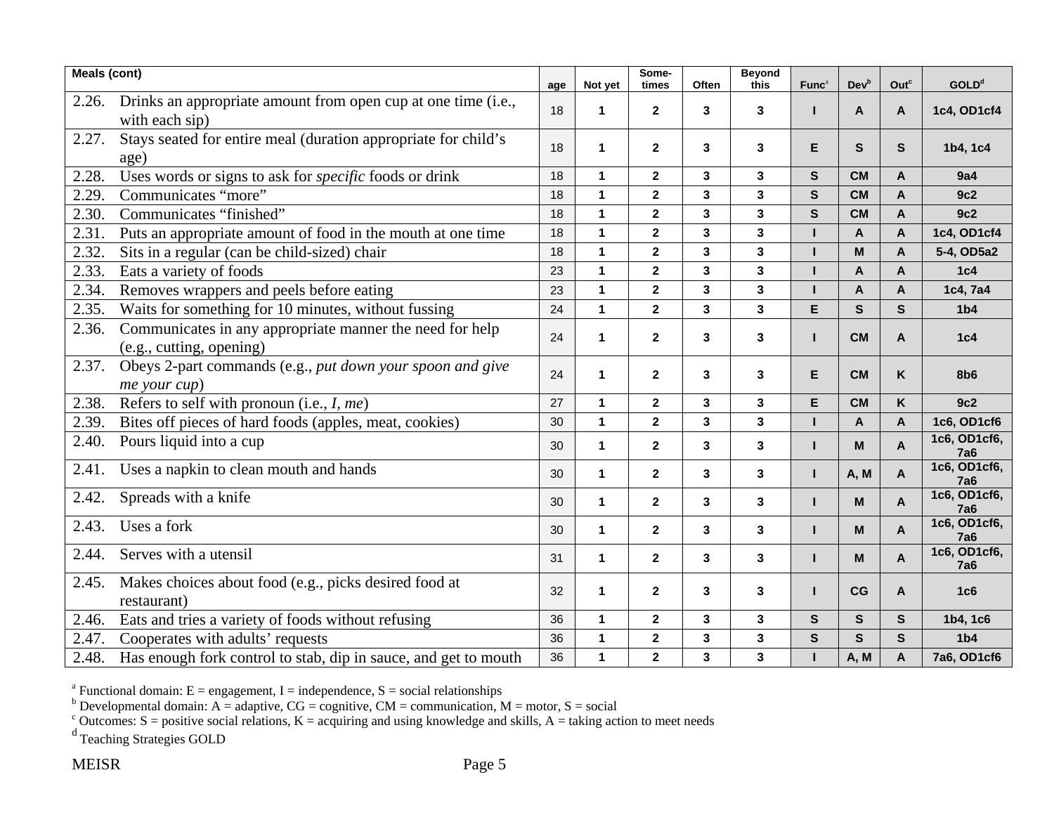| Meals (cont) | age | Not yet | Some-times | Often | Beyond this | Func[a] | Dev[b] | Out[c] | GOLD[d] |
|---|---|---|---|---|---|---|---|---|---|
| 2.26. Drinks an appropriate amount from open cup at one time (i.e., with each sip) | 18 | 1 | 2 | 3 | 3 | I | A | A | 1c4, OD1cf4 |
| 2.27. Stays seated for entire meal (duration appropriate for child's age) | 18 | 1 | 2 | 3 | 3 | E | S | S | 1b4, 1c4 |
| 2.28. Uses words or signs to ask for *specific* foods or drink | 18 | 1 | 2 | 3 | 3 | S | CM | A | 9a4 |
| 2.29. Communicates "more" | 18 | 1 | 2 | 3 | 3 | S | CM | A | 9c2 |
| 2.30. Communicates "finished" | 18 | 1 | 2 | 3 | 3 | S | CM | A | 9c2 |
| 2.31. Puts an appropriate amount of food in the mouth at one time | 18 | 1 | 2 | 3 | 3 | I | A | A | 1c4, OD1cf4 |
| 2.32. Sits in a regular (can be child-sized) chair | 18 | 1 | 2 | 3 | 3 | I | M | A | 5-4, OD5a2 |
| 2.33. Eats a variety of foods | 23 | 1 | 2 | 3 | 3 | I | A | A | 1c4 |
| 2.34. Removes wrappers and peels before eating | 23 | 1 | 2 | 3 | 3 | I | A | A | 1c4, 7a4 |
| 2.35. Waits for something for 10 minutes, without fussing | 24 | 1 | 2 | 3 | 3 | E | S | S | 1b4 |
| 2.36. Communicates in any appropriate manner the need for help (e.g., cutting, opening) | 24 | 1 | 2 | 3 | 3 | I | CM | A | 1c4 |
| 2.37. Obeys 2-part commands (e.g., *put down your spoon and give me your cup*) | 24 | 1 | 2 | 3 | 3 | E | CM | K | 8b6 |
| 2.38. Refers to self with pronoun (i.e., *I, me*) | 27 | 1 | 2 | 3 | 3 | E | CM | K | 9c2 |
| 2.39. Bites off pieces of hard foods (apples, meat, cookies) | 30 | 1 | 2 | 3 | 3 | I | A | A | 1c6, OD1cf6 |
| 2.40. Pours liquid into a cup | 30 | 1 | 2 | 3 | 3 | I | M | A | 1c6, OD1cf6, 7a6 |
| 2.41. Uses a napkin to clean mouth and hands | 30 | 1 | 2 | 3 | 3 | I | A, M | A | 1c6, OD1cf6, 7a6 |
| 2.42. Spreads with a knife | 30 | 1 | 2 | 3 | 3 | I | M | A | 1c6, OD1cf6, 7a6 |
| 2.43. Uses a fork | 30 | 1 | 2 | 3 | 3 | I | M | A | 1c6, OD1cf6, 7a6 |
| 2.44. Serves with a utensil | 31 | 1 | 2 | 3 | 3 | I | M | A | 1c6, OD1cf6, 7a6 |
| 2.45. Makes choices about food (e.g., picks desired food at restaurant) | 32 | 1 | 2 | 3 | 3 | I | CG | A | 1c6 |
| 2.46. Eats and tries a variety of foods without refusing | 36 | 1 | 2 | 3 | 3 | S | S | S | 1b4, 1c6 |
| 2.47. Cooperates with adults' requests | 36 | 1 | 2 | 3 | 3 | S | S | S | 1b4 |
| 2.48. Has enough fork control to stab, dip in sauce, and get to mouth | 36 | 1 | 2 | 3 | 3 | I | A, M | A | 7a6, OD1cf6 |

[a] Functional domain: E = engagement, I = independence, S = social relationships
[b] Developmental domain: A = adaptive, CG = cognitive, CM = communication, M = motor, S = social
[c] Outcomes: S = positive social relations, K = acquiring and using knowledge and skills, A = taking action to meet needs
[d] Teaching Strategies GOLD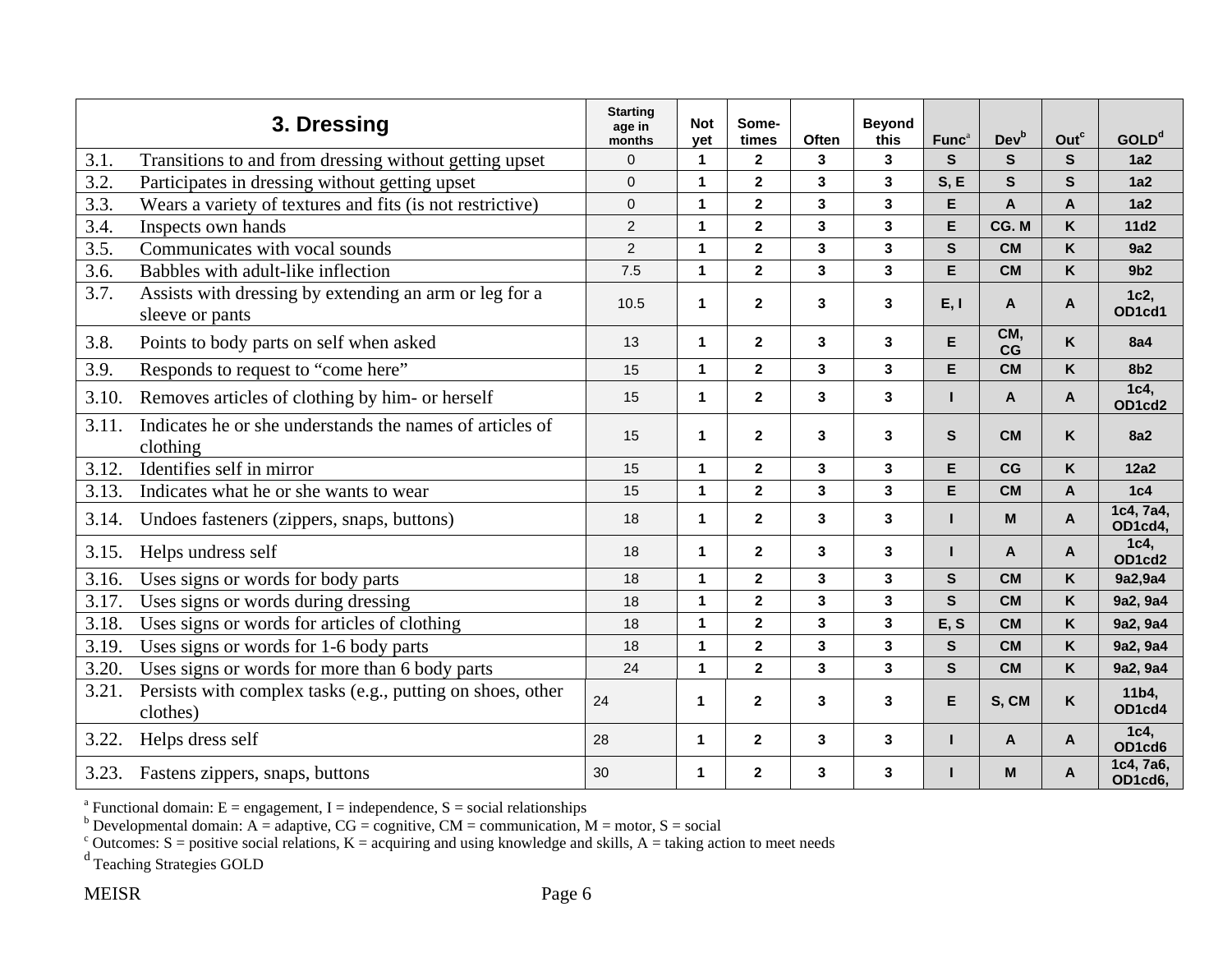| 3. Dressing | Starting age in months | Not yet | Some-times | Often | Beyond this | Func[a] | Dev[b] | Out[c] | GOLD[d] |
|---|---|---|---|---|---|---|---|---|---|
| 3.1. Transitions to and from dressing without getting upset | 0 | 1 | 2 | 3 | 3 | S | S | S | 1a2 |
| 3.2. Participates in dressing without getting upset | 0 | 1 | 2 | 3 | 3 | S, E | S | S | 1a2 |
| 3.3. Wears a variety of textures and fits (is not restrictive) | 0 | 1 | 2 | 3 | 3 | E | A | A | 1a2 |
| 3.4. Inspects own hands | 2 | 1 | 2 | 3 | 3 | E | CG. M | K | 11d2 |
| 3.5. Communicates with vocal sounds | 2 | 1 | 2 | 3 | 3 | S | CM | K | 9a2 |
| 3.6. Babbles with adult-like inflection | 7.5 | 1 | 2 | 3 | 3 | E | CM | K | 9b2 |
| 3.7. Assists with dressing by extending an arm or leg for a sleeve or pants | 10.5 | 1 | 2 | 3 | 3 | E, I | A | A | 1c2, OD1cd1 |
| 3.8. Points to body parts on self when asked | 13 | 1 | 2 | 3 | 3 | E | CM, CG | K | 8a4 |
| 3.9. Responds to request to "come here" | 15 | 1 | 2 | 3 | 3 | E | CM | K | 8b2 |
| 3.10. Removes articles of clothing by him- or herself | 15 | 1 | 2 | 3 | 3 | I | A | A | 1c4, OD1cd2 |
| 3.11. Indicates he or she understands the names of articles of clothing | 15 | 1 | 2 | 3 | 3 | S | CM | K | 8a2 |
| 3.12. Identifies self in mirror | 15 | 1 | 2 | 3 | 3 | E | CG | K | 12a2 |
| 3.13. Indicates what he or she wants to wear | 15 | 1 | 2 | 3 | 3 | E | CM | A | 1c4 |
| 3.14. Undoes fasteners (zippers, snaps, buttons) | 18 | 1 | 2 | 3 | 3 | I | M | A | 1c4, 7a4, OD1cd4, |
| 3.15. Helps undress self | 18 | 1 | 2 | 3 | 3 | I | A | A | 1c4, OD1cd2 |
| 3.16. Uses signs or words for body parts | 18 | 1 | 2 | 3 | 3 | S | CM | K | 9a2,9a4 |
| 3.17. Uses signs or words during dressing | 18 | 1 | 2 | 3 | 3 | S | CM | K | 9a2, 9a4 |
| 3.18. Uses signs or words for articles of clothing | 18 | 1 | 2 | 3 | 3 | E, S | CM | K | 9a2, 9a4 |
| 3.19. Uses signs or words for 1-6 body parts | 18 | 1 | 2 | 3 | 3 | S | CM | K | 9a2, 9a4 |
| 3.20. Uses signs or words for more than 6 body parts | 24 | 1 | 2 | 3 | 3 | S | CM | K | 9a2, 9a4 |
| 3.21. Persists with complex tasks (e.g., putting on shoes, other clothes) | 24 | 1 | 2 | 3 | 3 | E | S, CM | K | 11b4, OD1cd4 |
| 3.22. Helps dress self | 28 | 1 | 2 | 3 | 3 | I | A | A | 1c4, OD1cd6 |
| 3.23. Fastens zippers, snaps, buttons | 30 | 1 | 2 | 3 | 3 | I | M | A | 1c4, 7a6, OD1cd6, |

[a] Functional domain: E = engagement, I = independence, S = social relationships
[b] Developmental domain: A = adaptive, CG = cognitive, CM = communication, M = motor, S = social
[c] Outcomes: S = positive social relations, K = acquiring and using knowledge and skills, A = taking action to meet needs
[d] Teaching Strategies GOLD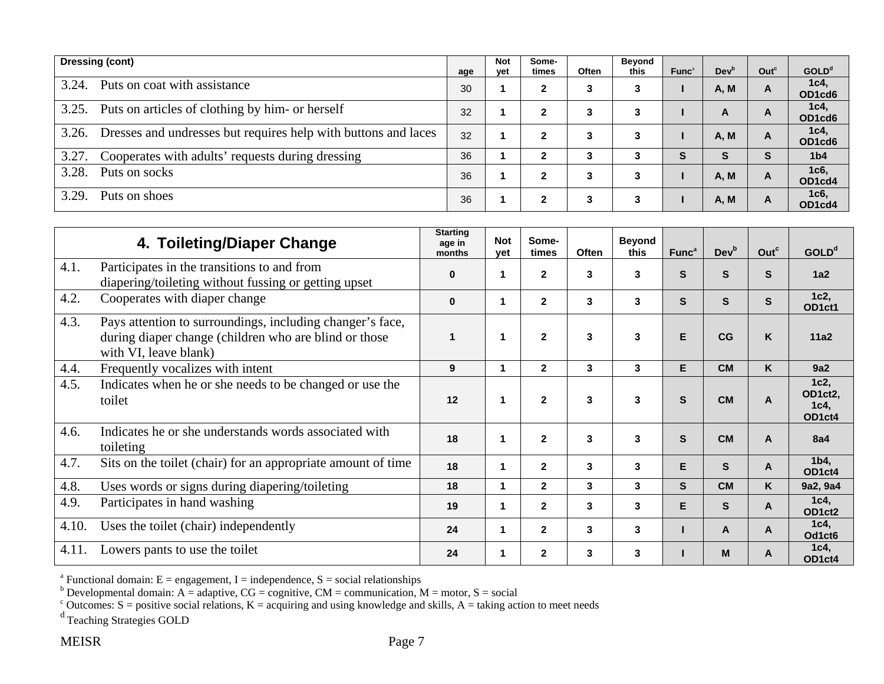| Dressing (cont) | age | Not yet | Some-times | Often | Beyond this | Func[a] | Dev[b] | Out[c] | GOLD[d] |
|---|---|---|---|---|---|---|---|---|---|
| 3.24. Puts on coat with assistance | 30 | 1 | 2 | 3 | 3 | I | A, M | A | 1c4, OD1cd6 |
| 3.25. Puts on articles of clothing by him- or herself | 32 | 1 | 2 | 3 | 3 | I | A | A | 1c4, OD1cd6 |
| 3.26. Dresses and undresses but requires help with buttons and laces | 32 | 1 | 2 | 3 | 3 | I | A, M | A | 1c4, OD1cd6 |
| 3.27. Cooperates with adults' requests during dressing | 36 | 1 | 2 | 3 | 3 | S | S | S | 1b4 |
| 3.28. Puts on socks | 36 | 1 | 2 | 3 | 3 | I | A, M | A | 1c6, OD1cd4 |
| 3.29. Puts on shoes | 36 | 1 | 2 | 3 | 3 | I | A, M | A | 1c6, OD1cd4 |

| 4. Toileting/Diaper Change | Starting age in months | Not yet | Some-times | Often | Beyond this | Func[a] | Dev[b] | Out[c] | GOLD[d] |
|---|---|---|---|---|---|---|---|---|---|
| 4.1. Participates in the transitions to and from diapering/toileting without fussing or getting upset | 0 | 1 | 2 | 3 | 3 | S | S | S | 1a2 |
| 4.2. Cooperates with diaper change | 0 | 1 | 2 | 3 | 3 | S | S | S | 1c2, OD1ct1 |
| 4.3. Pays attention to surroundings, including changer's face, during diaper change (children who are blind or those with VI, leave blank) | 1 | 1 | 2 | 3 | 3 | E | CG | K | 11a2 |
| 4.4. Frequently vocalizes with intent | 9 | 1 | 2 | 3 | 3 | E | CM | K | 9a2 |
| 4.5. Indicates when he or she needs to be changed or use the toilet | 12 | 1 | 2 | 3 | 3 | S | CM | A | 1c2, OD1ct2, 1c4, OD1ct4 |
| 4.6. Indicates he or she understands words associated with toileting | 18 | 1 | 2 | 3 | 3 | S | CM | A | 8a4 |
| 4.7. Sits on the toilet (chair) for an appropriate amount of time | 18 | 1 | 2 | 3 | 3 | E | S | A | 1b4, OD1ct4 |
| 4.8. Uses words or signs during diapering/toileting | 18 | 1 | 2 | 3 | 3 | S | CM | K | 9a2, 9a4 |
| 4.9. Participates in hand washing | 19 | 1 | 2 | 3 | 3 | E | S | A | 1c4, OD1ct2 |
| 4.10. Uses the toilet (chair) independently | 24 | 1 | 2 | 3 | 3 | I | A | A | 1c4, Od1ct6 |
| 4.11. Lowers pants to use the toilet | 24 | 1 | 2 | 3 | 3 | I | M | A | 1c4, OD1ct4 |

[a] Functional domain: E = engagement, I = independence, S = social relationships
[b] Developmental domain: A = adaptive, CG = cognitive, CM = communication, M = motor, S = social
[c] Outcomes: S = positive social relations, K = acquiring and using knowledge and skills, A = taking action to meet needs
[d] Teaching Strategies GOLD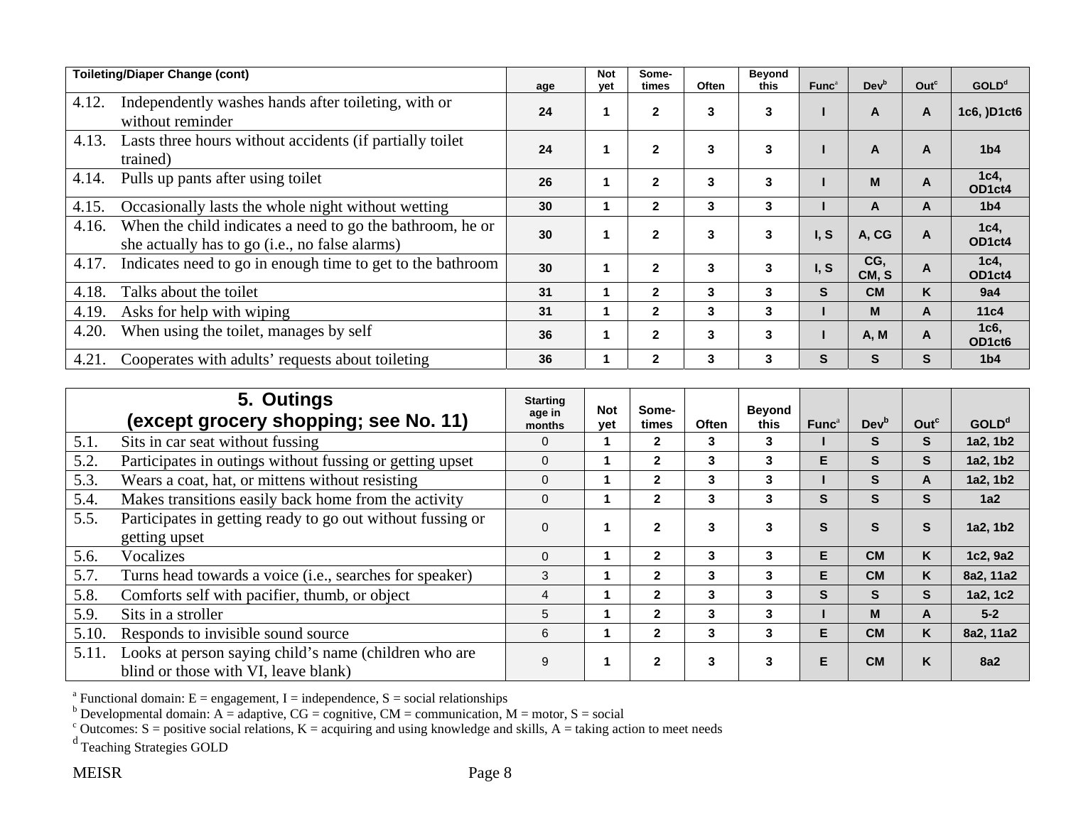| Toileting/Diaper Change (cont) | age | Not yet | Some-times | Often | Beyond this | Func[a] | Dev[b] | Out[c] | GOLD[d] |
|---|---|---|---|---|---|---|---|---|---|
| 4.12. Independently washes hands after toileting, with or without reminder | 24 | 1 | 2 | 3 | 3 | I | A | A | 1c6, )D1ct6 |
| 4.13. Lasts three hours without accidents (if partially toilet trained) | 24 | 1 | 2 | 3 | 3 | I | A | A | 1b4 |
| 4.14. Pulls up pants after using toilet | 26 | 1 | 2 | 3 | 3 | I | M | A | 1c4, OD1ct4 |
| 4.15. Occasionally lasts the whole night without wetting | 30 | 1 | 2 | 3 | 3 | I | A | A | 1b4 |
| 4.16. When the child indicates a need to go the bathroom, he or she actually has to go (i.e., no false alarms) | 30 | 1 | 2 | 3 | 3 | I, S | A, CG | A | 1c4, OD1ct4 |
| 4.17. Indicates need to go in enough time to get to the bathroom | 30 | 1 | 2 | 3 | 3 | I, S | CG, CM, S | A | 1c4, OD1ct4 |
| 4.18. Talks about the toilet | 31 | 1 | 2 | 3 | 3 | S | CM | K | 9a4 |
| 4.19. Asks for help with wiping | 31 | 1 | 2 | 3 | 3 | I | M | A | 11c4 |
| 4.20. When using the toilet, manages by self | 36 | 1 | 2 | 3 | 3 | I | A, M | A | 1c6, OD1ct6 |
| 4.21. Cooperates with adults' requests about toileting | 36 | 1 | 2 | 3 | 3 | S | S | S | 1b4 |

| 5. Outings (except grocery shopping; see No. 11) | Starting age in months | Not yet | Some-times | Often | Beyond this | Func[a] | Dev[b] | Out[c] | GOLD[d] |
|---|---|---|---|---|---|---|---|---|---|
| 5.1. Sits in car seat without fussing | 0 | 1 | 2 | 3 | 3 | I | S | S | 1a2, 1b2 |
| 5.2. Participates in outings without fussing or getting upset | 0 | 1 | 2 | 3 | 3 | E | S | S | 1a2, 1b2 |
| 5.3. Wears a coat, hat, or mittens without resisting | 0 | 1 | 2 | 3 | 3 | I | S | A | 1a2, 1b2 |
| 5.4. Makes transitions easily back home from the activity | 0 | 1 | 2 | 3 | 3 | S | S | S | 1a2 |
| 5.5. Participates in getting ready to go out without fussing or getting upset | 0 | 1 | 2 | 3 | 3 | S | S | S | 1a2, 1b2 |
| 5.6. Vocalizes | 0 | 1 | 2 | 3 | 3 | E | CM | K | 1c2, 9a2 |
| 5.7. Turns head towards a voice (i.e., searches for speaker) | 3 | 1 | 2 | 3 | 3 | E | CM | K | 8a2, 11a2 |
| 5.8. Comforts self with pacifier, thumb, or object | 4 | 1 | 2 | 3 | 3 | S | S | S | 1a2, 1c2 |
| 5.9. Sits in a stroller | 5 | 1 | 2 | 3 | 3 | I | M | A | 5-2 |
| 5.10. Responds to invisible sound source | 6 | 1 | 2 | 3 | 3 | E | CM | K | 8a2, 11a2 |
| 5.11. Looks at person saying child's name (children who are blind or those with VI, leave blank) | 9 | 1 | 2 | 3 | 3 | E | CM | K | 8a2 |

[a] Functional domain: E = engagement, I = independence, S = social relationships
[b] Developmental domain: A = adaptive, CG = cognitive, CM = communication, M = motor, S = social
[c] Outcomes: S = positive social relations, K = acquiring and using knowledge and skills, A = taking action to meet needs
[d] Teaching Strategies GOLD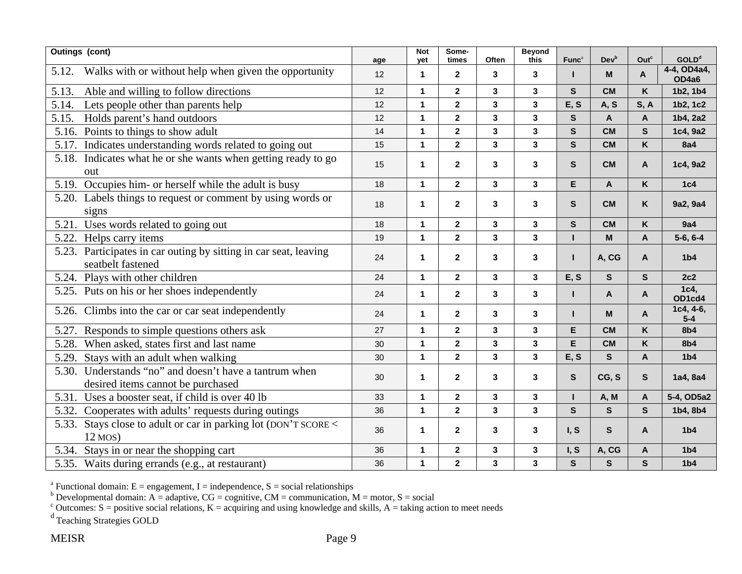| Outings (cont) | age | Not yet | Some-times | Often | Beyond this | Func[a] | Dev[b] | Out[c] | GOLD[d] |
|---|---|---|---|---|---|---|---|---|---|
| 5.12. Walks with or without help when given the opportunity | 12 | 1 | 2 | 3 | 3 | I | M | A | 4-4, OD4a4, OD4a6 |
| 5.13. Able and willing to follow directions | 12 | 1 | 2 | 3 | 3 | S | CM | K | 1b2, 1b4 |
| 5.14. Lets people other than parents help | 12 | 1 | 2 | 3 | 3 | E, S | A, S | S, A | 1b2, 1c2 |
| 5.15. Holds parent's hand outdoors | 12 | 1 | 2 | 3 | 3 | S | A | A | 1b4, 2a2 |
| 5.16. Points to things to show adult | 14 | 1 | 2 | 3 | 3 | S | CM | S | 1c4, 9a2 |
| 5.17. Indicates understanding words related to going out | 15 | 1 | 2 | 3 | 3 | S | CM | K | 8a4 |
| 5.18. Indicates what he or she wants when getting ready to go out | 15 | 1 | 2 | 3 | 3 | S | CM | A | 1c4, 9a2 |
| 5.19. Occupies him- or herself while the adult is busy | 18 | 1 | 2 | 3 | 3 | E | A | K | 1c4 |
| 5.20. Labels things to request or comment by using words or signs | 18 | 1 | 2 | 3 | 3 | S | CM | K | 9a2, 9a4 |
| 5.21. Uses words related to going out | 18 | 1 | 2 | 3 | 3 | S | CM | K | 9a4 |
| 5.22. Helps carry items | 19 | 1 | 2 | 3 | 3 | I | M | A | 5-6, 6-4 |
| 5.23. Participates in car outing by sitting in car seat, leaving seatbelt fastened | 24 | 1 | 2 | 3 | 3 | I | A, CG | A | 1b4 |
| 5.24. Plays with other children | 24 | 1 | 2 | 3 | 3 | E, S | S | S | 2c2 |
| 5.25. Puts on his or her shoes independently | 24 | 1 | 2 | 3 | 3 | I | A | A | 1c4, OD1cd4 |
| 5.26. Climbs into the car or car seat independently | 24 | 1 | 2 | 3 | 3 | I | M | A | 1c4, 4-6, 5-4 |
| 5.27. Responds to simple questions others ask | 27 | 1 | 2 | 3 | 3 | E | CM | K | 8b4 |
| 5.28. When asked, states first and last name | 30 | 1 | 2 | 3 | 3 | E | CM | K | 8b4 |
| 5.29. Stays with an adult when walking | 30 | 1 | 2 | 3 | 3 | E, S | S | A | 1b4 |
| 5.30. Understands "no" and doesn't have a tantrum when desired items cannot be purchased | 30 | 1 | 2 | 3 | 3 | S | CG, S | S | 1a4, 8a4 |
| 5.31. Uses a booster seat, if child is over 40 lb | 33 | 1 | 2 | 3 | 3 | I | A, M | A | 5-4, OD5a2 |
| 5.32. Cooperates with adults' requests during outings | 36 | 1 | 2 | 3 | 3 | S | S | S | 1b4, 8b4 |
| 5.33. Stays close to adult or car in parking lot (DON'T SCORE < 12 MOS) | 36 | 1 | 2 | 3 | 3 | I, S | S | A | 1b4 |
| 5.34. Stays in or near the shopping cart | 36 | 1 | 2 | 3 | 3 | I, S | A, CG | A | 1b4 |
| 5.35. Waits during errands (e.g., at restaurant) | 36 | 1 | 2 | 3 | 3 | S | S | S | 1b4 |

[a] Functional domain: E = engagement, I = independence, S = social relationships
[b] Developmental domain: A = adaptive, CG = cognitive, CM = communication, M = motor, S = social
[c] Outcomes: S = positive social relations, K = acquiring and using knowledge and skills, A = taking action to meet needs
[d] Teaching Strategies GOLD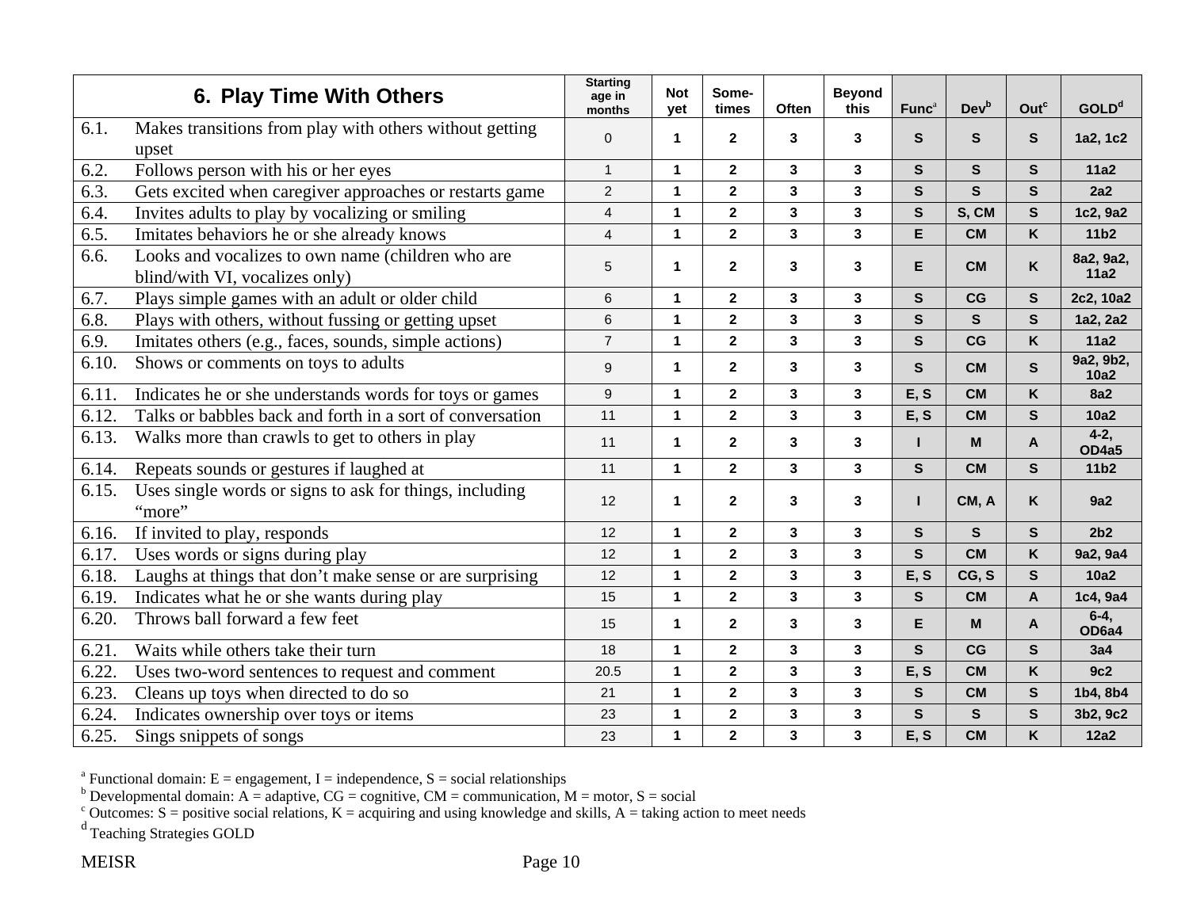| 6. Play Time With Others | | Starting age in months | Not yet | Some-times | Often | Beyond this | Func[a] | Dev[b] | Out[c] | GOLD[d] |
|---|---|---|---|---|---|---|---|---|---|---|
| 6.1. | Makes transitions from play with others without getting upset | 0 | 1 | 2 | 3 | 3 | S | S | S | 1a2, 1c2 |
| 6.2. | Follows person with his or her eyes | 1 | 1 | 2 | 3 | 3 | S | S | S | 11a2 |
| 6.3. | Gets excited when caregiver approaches or restarts game | 2 | 1 | 2 | 3 | 3 | S | S | S | 2a2 |
| 6.4. | Invites adults to play by vocalizing or smiling | 4 | 1 | 2 | 3 | 3 | S | S, CM | S | 1c2, 9a2 |
| 6.5. | Imitates behaviors he or she already knows | 4 | 1 | 2 | 3 | 3 | E | CM | K | 11b2 |
| 6.6. | Looks and vocalizes to own name (children who are blind/with VI, vocalizes only) | 5 | 1 | 2 | 3 | 3 | E | CM | K | 8a2, 9a2, 11a2 |
| 6.7. | Plays simple games with an adult or older child | 6 | 1 | 2 | 3 | 3 | S | CG | S | 2c2, 10a2 |
| 6.8. | Plays with others, without fussing or getting upset | 6 | 1 | 2 | 3 | 3 | S | S | S | 1a2, 2a2 |
| 6.9. | Imitates others (e.g., faces, sounds, simple actions) | 7 | 1 | 2 | 3 | 3 | S | CG | K | 11a2 |
| 6.10. | Shows or comments on toys to adults | 9 | 1 | 2 | 3 | 3 | S | CM | S | 9a2, 9b2, 10a2 |
| 6.11. | Indicates he or she understands words for toys or games | 9 | 1 | 2 | 3 | 3 | E, S | CM | K | 8a2 |
| 6.12. | Talks or babbles back and forth in a sort of conversation | 11 | 1 | 2 | 3 | 3 | E, S | CM | S | 10a2 |
| 6.13. | Walks more than crawls to get to others in play | 11 | 1 | 2 | 3 | 3 | I | M | A | 4-2, OD4a5 |
| 6.14. | Repeats sounds or gestures if laughed at | 11 | 1 | 2 | 3 | 3 | S | CM | S | 11b2 |
| 6.15. | Uses single words or signs to ask for things, including “more” | 12 | 1 | 2 | 3 | 3 | I | CM, A | K | 9a2 |
| 6.16. | If invited to play, responds | 12 | 1 | 2 | 3 | 3 | S | S | S | 2b2 |
| 6.17. | Uses words or signs during play | 12 | 1 | 2 | 3 | 3 | S | CM | K | 9a2, 9a4 |
| 6.18. | Laughs at things that don’t make sense or are surprising | 12 | 1 | 2 | 3 | 3 | E, S | CG, S | S | 10a2 |
| 6.19. | Indicates what he or she wants during play | 15 | 1 | 2 | 3 | 3 | S | CM | A | 1c4, 9a4 |
| 6.20. | Throws ball forward a few feet | 15 | 1 | 2 | 3 | 3 | E | M | A | 6-4, OD6a4 |
| 6.21. | Waits while others take their turn | 18 | 1 | 2 | 3 | 3 | S | CG | S | 3a4 |
| 6.22. | Uses two-word sentences to request and comment | 20.5 | 1 | 2 | 3 | 3 | E, S | CM | K | 9c2 |
| 6.23. | Cleans up toys when directed to do so | 21 | 1 | 2 | 3 | 3 | S | CM | S | 1b4, 8b4 |
| 6.24. | Indicates ownership over toys or items | 23 | 1 | 2 | 3 | 3 | S | S | S | 3b2, 9c2 |
| 6.25. | Sings snippets of songs | 23 | 1 | 2 | 3 | 3 | E, S | CM | K | 12a2 |

[a] Functional domain: E = engagement, I = independence, S = social relationships
[b] Developmental domain: A = adaptive, CG = cognitive, CM = communication, M = motor, S = social
[c] Outcomes: S = positive social relations, K = acquiring and using knowledge and skills, A = taking action to meet needs
[d] Teaching Strategies GOLD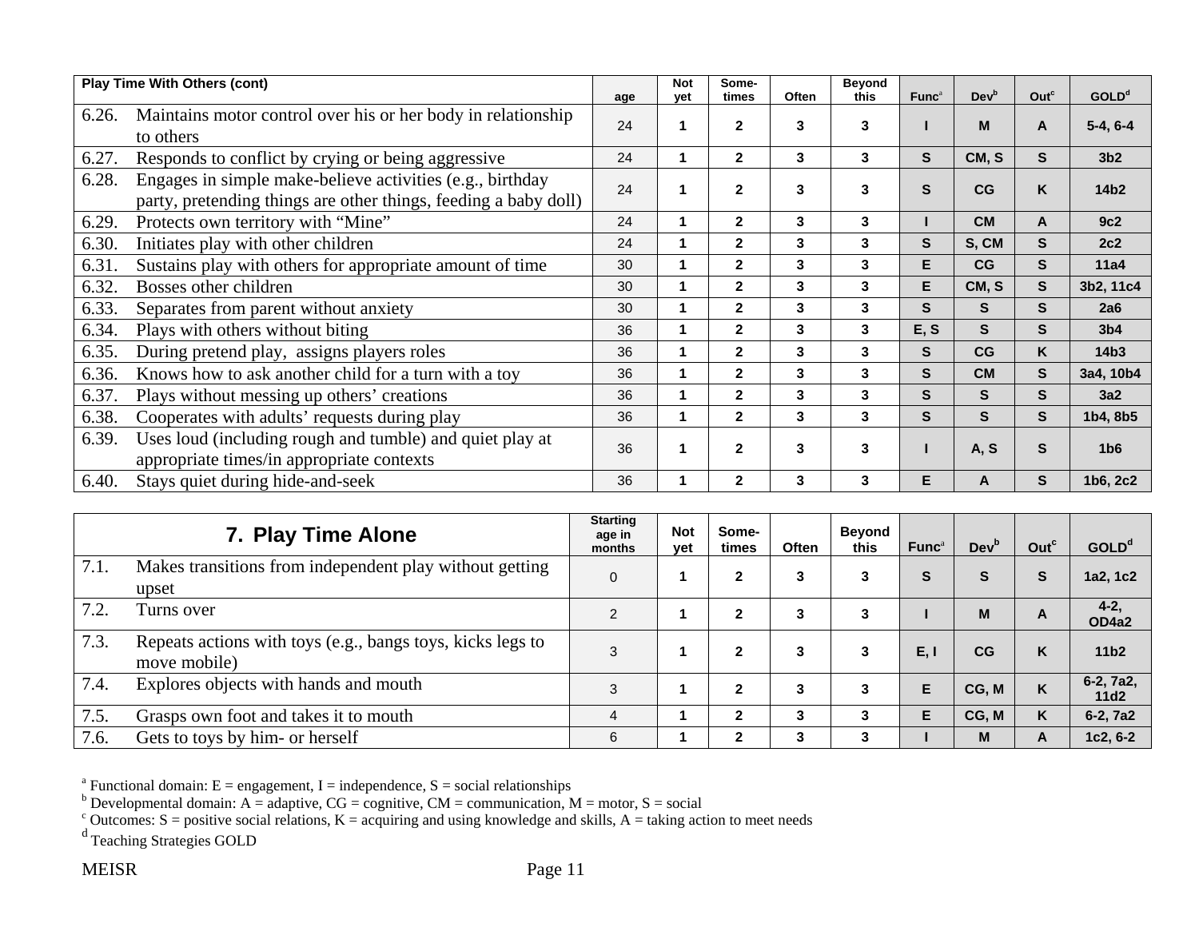| Play Time With Others (cont) | age | Not yet | Some-times | Often | Beyond this | Func[a] | Dev[b] | Out[c] | GOLD[d] |
|---|---|---|---|---|---|---|---|---|---|
| 6.26. Maintains motor control over his or her body in relationship to others | 24 | 1 | 2 | 3 | 3 | I | M | A | 5-4, 6-4 |
| 6.27. Responds to conflict by crying or being aggressive | 24 | 1 | 2 | 3 | 3 | S | CM, S | S | 3b2 |
| 6.28. Engages in simple make-believe activities (e.g., birthday party, pretending things are other things, feeding a baby doll) | 24 | 1 | 2 | 3 | 3 | S | CG | K | 14b2 |
| 6.29. Protects own territory with “Mine” | 24 | 1 | 2 | 3 | 3 | I | CM | A | 9c2 |
| 6.30. Initiates play with other children | 24 | 1 | 2 | 3 | 3 | S | S, CM | S | 2c2 |
| 6.31. Sustains play with others for appropriate amount of time | 30 | 1 | 2 | 3 | 3 | E | CG | S | 11a4 |
| 6.32. Bosses other children | 30 | 1 | 2 | 3 | 3 | E | CM, S | S | 3b2, 11c4 |
| 6.33. Separates from parent without anxiety | 30 | 1 | 2 | 3 | 3 | S | S | S | 2a6 |
| 6.34. Plays with others without biting | 36 | 1 | 2 | 3 | 3 | E, S | S | S | 3b4 |
| 6.35. During pretend play, assigns players roles | 36 | 1 | 2 | 3 | 3 | S | CG | K | 14b3 |
| 6.36. Knows how to ask another child for a turn with a toy | 36 | 1 | 2 | 3 | 3 | S | CM | S | 3a4, 10b4 |
| 6.37. Plays without messing up others’ creations | 36 | 1 | 2 | 3 | 3 | S | S | S | 3a2 |
| 6.38. Cooperates with adults’ requests during play | 36 | 1 | 2 | 3 | 3 | S | S | S | 1b4, 8b5 |
| 6.39. Uses loud (including rough and tumble) and quiet play at appropriate times/in appropriate contexts | 36 | 1 | 2 | 3 | 3 | I | A, S | S | 1b6 |
| 6.40. Stays quiet during hide-and-seek | 36 | 1 | 2 | 3 | 3 | E | A | S | 1b6, 2c2 |

| 7. Play Time Alone | Starting age in months | Not yet | Some-times | Often | Beyond this | Func[a] | Dev[b] | Out[c] | GOLD[d] |
|---|---|---|---|---|---|---|---|---|---|
| 7.1. Makes transitions from independent play without getting upset | 0 | 1 | 2 | 3 | 3 | S | S | S | 1a2, 1c2 |
| 7.2. Turns over | 2 | 1 | 2 | 3 | 3 | I | M | A | 4-2, OD4a2 |
| 7.3. Repeats actions with toys (e.g., bangs toys, kicks legs to move mobile) | 3 | 1 | 2 | 3 | 3 | E, I | CG | K | 11b2 |
| 7.4. Explores objects with hands and mouth | 3 | 1 | 2 | 3 | 3 | E | CG, M | K | 6-2, 7a2, 11d2 |
| 7.5. Grasps own foot and takes it to mouth | 4 | 1 | 2 | 3 | 3 | E | CG, M | K | 6-2, 7a2 |
| 7.6. Gets to toys by him- or herself | 6 | 1 | 2 | 3 | 3 | I | M | A | 1c2, 6-2 |

[a] Functional domain: E = engagement, I = independence, S = social relationships

[b] Developmental domain: A = adaptive, CG = cognitive, CM = communication, M = motor, S = social

[c] Outcomes: S = positive social relations, K = acquiring and using knowledge and skills, A = taking action to meet needs

[d] Teaching Strategies GOLD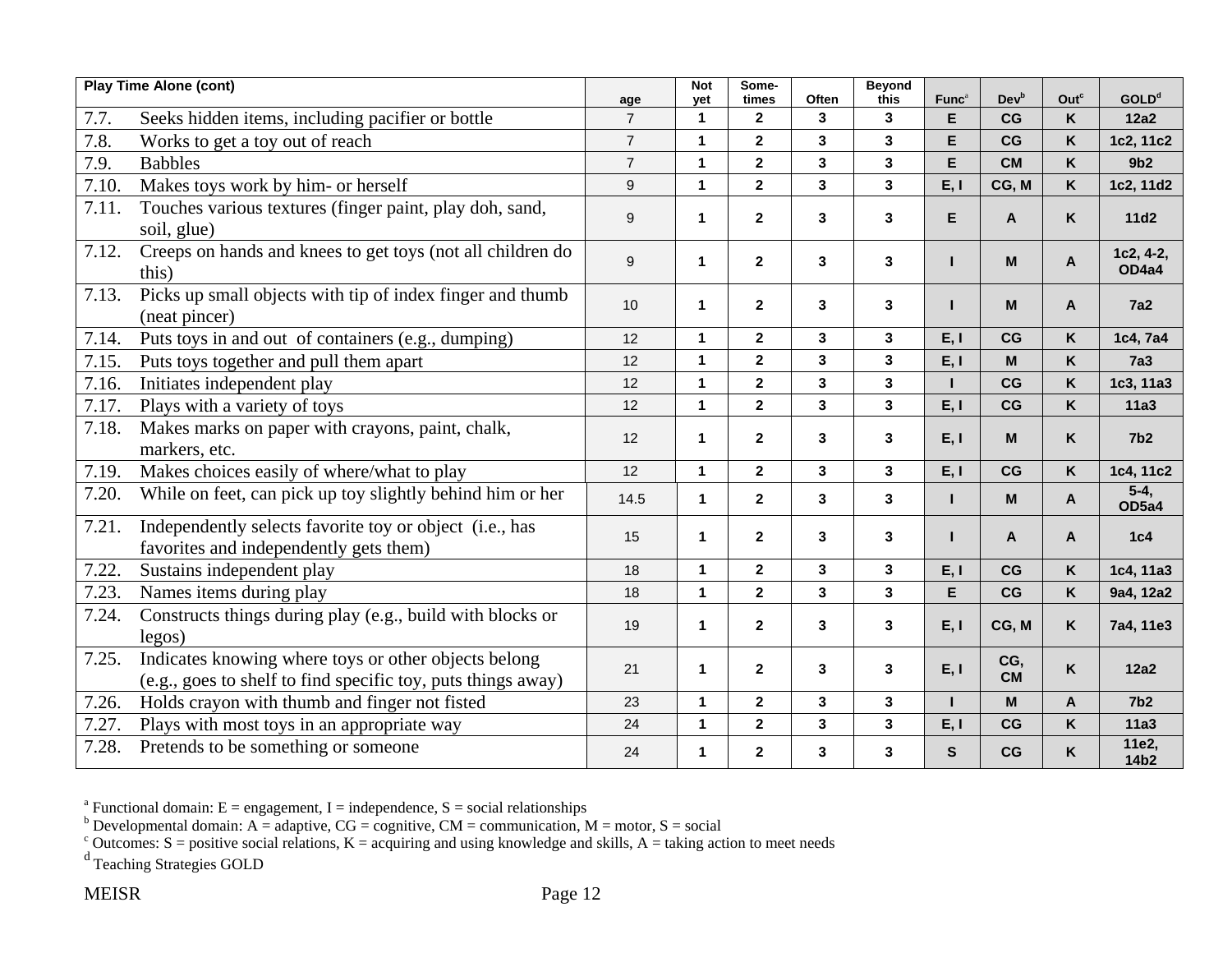| Play Time Alone (cont) | age | Not yet | Some-times | Often | Beyond this | Func[a] | Dev[b] | Out[c] | GOLD[d] |
|---|---|---|---|---|---|---|---|---|---|
| 7.7. Seeks hidden items, including pacifier or bottle | 7 | 1 | 2 | 3 | 3 | E | CG | K | 12a2 |
| 7.8. Works to get a toy out of reach | 7 | 1 | 2 | 3 | 3 | E | CG | K | 1c2, 11c2 |
| 7.9. Babbles | 7 | 1 | 2 | 3 | 3 | E | CM | K | 9b2 |
| 7.10. Makes toys work by him- or herself | 9 | 1 | 2 | 3 | 3 | E, I | CG, M | K | 1c2, 11d2 |
| 7.11. Touches various textures (finger paint, play doh, sand, soil, glue) | 9 | 1 | 2 | 3 | 3 | E | A | K | 11d2 |
| 7.12. Creeps on hands and knees to get toys (not all children do this) | 9 | 1 | 2 | 3 | 3 | I | M | A | 1c2, 4-2, OD4a4 |
| 7.13. Picks up small objects with tip of index finger and thumb (neat pincer) | 10 | 1 | 2 | 3 | 3 | I | M | A | 7a2 |
| 7.14. Puts toys in and out of containers (e.g., dumping) | 12 | 1 | 2 | 3 | 3 | E, I | CG | K | 1c4, 7a4 |
| 7.15. Puts toys together and pull them apart | 12 | 1 | 2 | 3 | 3 | E, I | M | K | 7a3 |
| 7.16. Initiates independent play | 12 | 1 | 2 | 3 | 3 | I | CG | K | 1c3, 11a3 |
| 7.17. Plays with a variety of toys | 12 | 1 | 2 | 3 | 3 | E, I | CG | K | 11a3 |
| 7.18. Makes marks on paper with crayons, paint, chalk, markers, etc. | 12 | 1 | 2 | 3 | 3 | E, I | M | K | 7b2 |
| 7.19. Makes choices easily of where/what to play | 12 | 1 | 2 | 3 | 3 | E, I | CG | K | 1c4, 11c2 |
| 7.20. While on feet, can pick up toy slightly behind him or her | 14.5 | 1 | 2 | 3 | 3 | I | M | A | 5-4, OD5a4 |
| 7.21. Independently selects favorite toy or object (i.e., has favorites and independently gets them) | 15 | 1 | 2 | 3 | 3 | I | A | A | 1c4 |
| 7.22. Sustains independent play | 18 | 1 | 2 | 3 | 3 | E, I | CG | K | 1c4, 11a3 |
| 7.23. Names items during play | 18 | 1 | 2 | 3 | 3 | E | CG | K | 9a4, 12a2 |
| 7.24. Constructs things during play (e.g., build with blocks or legos) | 19 | 1 | 2 | 3 | 3 | E, I | CG, M | K | 7a4, 11e3 |
| 7.25. Indicates knowing where toys or other objects belong (e.g., goes to shelf to find specific toy, puts things away) | 21 | 1 | 2 | 3 | 3 | E, I | CG, CM | K | 12a2 |
| 7.26. Holds crayon with thumb and finger not fisted | 23 | 1 | 2 | 3 | 3 | I | M | A | 7b2 |
| 7.27. Plays with most toys in an appropriate way | 24 | 1 | 2 | 3 | 3 | E, I | CG | K | 11a3 |
| 7.28. Pretends to be something or someone | 24 | 1 | 2 | 3 | 3 | S | CG | K | 11e2, 14b2 |

[a] Functional domain: E = engagement, I = independence, S = social relationships
[b] Developmental domain: A = adaptive, CG = cognitive, CM = communication, M = motor, S = social
[c] Outcomes: S = positive social relations, K = acquiring and using knowledge and skills, A = taking action to meet needs
[d] Teaching Strategies GOLD

MEISR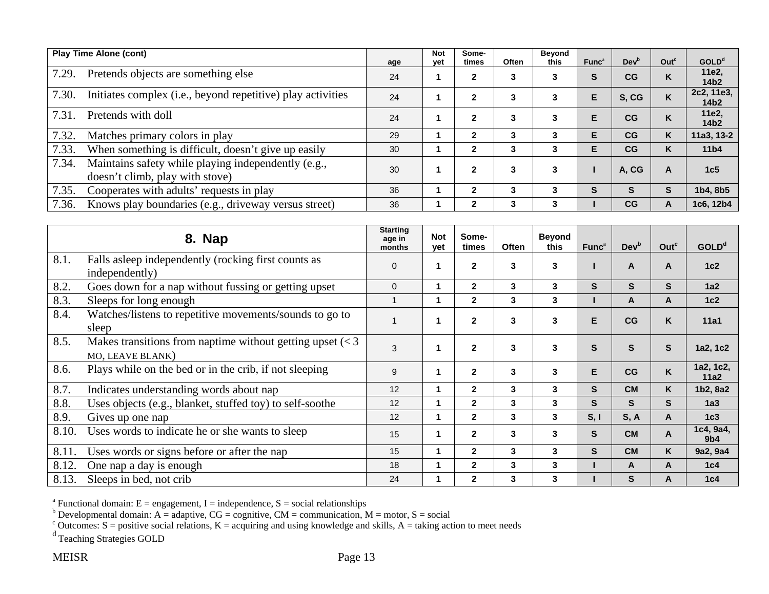| Play Time Alone (cont) | age | Not yet | Some-times | Often | Beyond this | Func[a] | Dev[b] | Out[c] | GOLD[d] |
|---|---|---|---|---|---|---|---|---|---|
| 7.29. Pretends objects are something else | 24 | 1 | 2 | 3 | 3 | S | CG | K | 11e2, 14b2 |
| 7.30. Initiates complex (i.e., beyond repetitive) play activities | 24 | 1 | 2 | 3 | 3 | E | S, CG | K | 2c2, 11e3, 14b2 |
| 7.31. Pretends with doll | 24 | 1 | 2 | 3 | 3 | E | CG | K | 11e2, 14b2 |
| 7.32. Matches primary colors in play | 29 | 1 | 2 | 3 | 3 | E | CG | K | 11a3, 13-2 |
| 7.33. When something is difficult, doesn't give up easily | 30 | 1 | 2 | 3 | 3 | E | CG | K | 11b4 |
| 7.34. Maintains safety while playing independently (e.g., doesn't climb, play with stove) | 30 | 1 | 2 | 3 | 3 | I | A, CG | A | 1c5 |
| 7.35. Cooperates with adults' requests in play | 36 | 1 | 2 | 3 | 3 | S | S | S | 1b4, 8b5 |
| 7.36. Knows play boundaries (e.g., driveway versus street) | 36 | 1 | 2 | 3 | 3 | I | CG | A | 1c6, 12b4 |

| 8. Nap | Starting age in months | Not yet | Some-times | Often | Beyond this | Func[a] | Dev[b] | Out[c] | GOLD[d] |
|---|---|---|---|---|---|---|---|---|---|
| 8.1. Falls asleep independently (rocking first counts as independently) | 0 | 1 | 2 | 3 | 3 | I | A | A | 1c2 |
| 8.2. Goes down for a nap without fussing or getting upset | 0 | 1 | 2 | 3 | 3 | S | S | S | 1a2 |
| 8.3. Sleeps for long enough | 1 | 1 | 2 | 3 | 3 | I | A | A | 1c2 |
| 8.4. Watches/listens to repetitive movements/sounds to go to sleep | 1 | 1 | 2 | 3 | 3 | E | CG | K | 11a1 |
| 8.5. Makes transitions from naptime without getting upset (< 3 MO, LEAVE BLANK) | 3 | 1 | 2 | 3 | 3 | S | S | S | 1a2, 1c2 |
| 8.6. Plays while on the bed or in the crib, if not sleeping | 9 | 1 | 2 | 3 | 3 | E | CG | K | 1a2, 1c2, 11a2 |
| 8.7. Indicates understanding words about nap | 12 | 1 | 2 | 3 | 3 | S | CM | K | 1b2, 8a2 |
| 8.8. Uses objects (e.g., blanket, stuffed toy) to self-soothe | 12 | 1 | 2 | 3 | 3 | S | S | S | 1a3 |
| 8.9. Gives up one nap | 12 | 1 | 2 | 3 | 3 | S, I | S, A | A | 1c3 |
| 8.10. Uses words to indicate he or she wants to sleep | 15 | 1 | 2 | 3 | 3 | S | CM | A | 1c4, 9a4, 9b4 |
| 8.11. Uses words or signs before or after the nap | 15 | 1 | 2 | 3 | 3 | S | CM | K | 9a2, 9a4 |
| 8.12. One nap a day is enough | 18 | 1 | 2 | 3 | 3 | I | A | A | 1c4 |
| 8.13. Sleeps in bed, not crib | 24 | 1 | 2 | 3 | 3 | I | S | A | 1c4 |

[a] Functional domain: E = engagement, I = independence, S = social relationships
[b] Developmental domain: A = adaptive, CG = cognitive, CM = communication, M = motor, S = social
[c] Outcomes: S = positive social relations, K = acquiring and using knowledge and skills, A = taking action to meet needs
[d] Teaching Strategies GOLD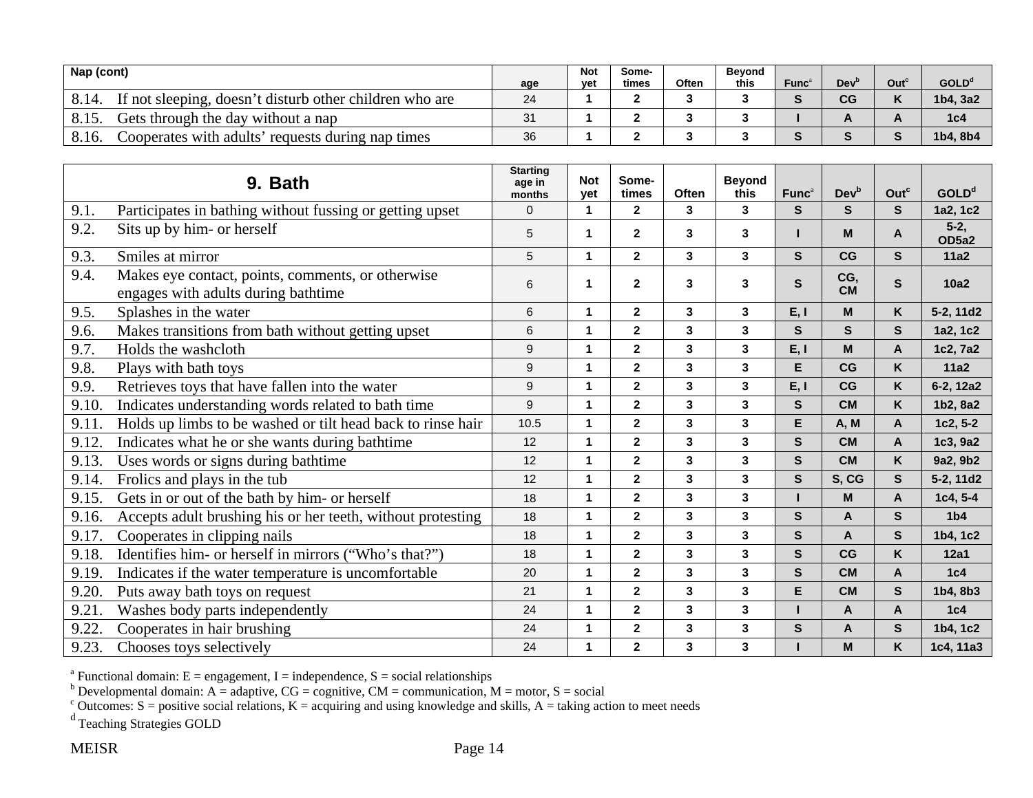| Nap (cont) | age | Not yet | Some-times | Often | Beyond this | Func[a] | Dev[b] | Out[c] | GOLD[d] |
|---|---|---|---|---|---|---|---|---|---|
| 8.14. If not sleeping, doesn't disturb other children who are | 24 | 1 | 2 | 3 | 3 | S | CG | K | 1b4, 3a2 |
| 8.15. Gets through the day without a nap | 31 | 1 | 2 | 3 | 3 | I | A | A | 1c4 |
| 8.16. Cooperates with adults' requests during nap times | 36 | 1 | 2 | 3 | 3 | S | S | S | 1b4, 8b4 |

| 9. Bath | Starting age in months | Not yet | Some-times | Often | Beyond this | Func[a] | Dev[b] | Out[c] | GOLD[d] |
|---|---|---|---|---|---|---|---|---|---|
| 9.1. Participates in bathing without fussing or getting upset | 0 | 1 | 2 | 3 | 3 | S | S | S | 1a2, 1c2 |
| 9.2. Sits up by him- or herself | 5 | 1 | 2 | 3 | 3 | I | M | A | 5-2, OD5a2 |
| 9.3. Smiles at mirror | 5 | 1 | 2 | 3 | 3 | S | CG | S | 11a2 |
| 9.4. Makes eye contact, points, comments, or otherwise engages with adults during bathtime | 6 | 1 | 2 | 3 | 3 | S | CG, CM | S | 10a2 |
| 9.5. Splashes in the water | 6 | 1 | 2 | 3 | 3 | E, I | M | K | 5-2, 11d2 |
| 9.6. Makes transitions from bath without getting upset | 6 | 1 | 2 | 3 | 3 | S | S | S | 1a2, 1c2 |
| 9.7. Holds the washcloth | 9 | 1 | 2 | 3 | 3 | E, I | M | A | 1c2, 7a2 |
| 9.8. Plays with bath toys | 9 | 1 | 2 | 3 | 3 | E | CG | K | 11a2 |
| 9.9. Retrieves toys that have fallen into the water | 9 | 1 | 2 | 3 | 3 | E, I | CG | K | 6-2, 12a2 |
| 9.10. Indicates understanding words related to bath time | 9 | 1 | 2 | 3 | 3 | S | CM | K | 1b2, 8a2 |
| 9.11. Holds up limbs to be washed or tilt head back to rinse hair | 10.5 | 1 | 2 | 3 | 3 | E | A, M | A | 1c2, 5-2 |
| 9.12. Indicates what he or she wants during bathtime | 12 | 1 | 2 | 3 | 3 | S | CM | A | 1c3, 9a2 |
| 9.13. Uses words or signs during bathtime | 12 | 1 | 2 | 3 | 3 | S | CM | K | 9a2, 9b2 |
| 9.14. Frolics and plays in the tub | 12 | 1 | 2 | 3 | 3 | S | S, CG | S | 5-2, 11d2 |
| 9.15. Gets in or out of the bath by him- or herself | 18 | 1 | 2 | 3 | 3 | I | M | A | 1c4, 5-4 |
| 9.16. Accepts adult brushing his or her teeth, without protesting | 18 | 1 | 2 | 3 | 3 | S | A | S | 1b4 |
| 9.17. Cooperates in clipping nails | 18 | 1 | 2 | 3 | 3 | S | A | S | 1b4, 1c2 |
| 9.18. Identifies him- or herself in mirrors ("Who's that?") | 18 | 1 | 2 | 3 | 3 | S | CG | K | 12a1 |
| 9.19. Indicates if the water temperature is uncomfortable | 20 | 1 | 2 | 3 | 3 | S | CM | A | 1c4 |
| 9.20. Puts away bath toys on request | 21 | 1 | 2 | 3 | 3 | E | CM | S | 1b4, 8b3 |
| 9.21. Washes body parts independently | 24 | 1 | 2 | 3 | 3 | I | A | A | 1c4 |
| 9.22. Cooperates in hair brushing | 24 | 1 | 2 | 3 | 3 | S | A | S | 1b4, 1c2 |
| 9.23. Chooses toys selectively | 24 | 1 | 2 | 3 | 3 | I | M | K | 1c4, 11a3 |

[a] Functional domain: E = engagement, I = independence, S = social relationships
[b] Developmental domain: A = adaptive, CG = cognitive, CM = communication, M = motor, S = social
[c] Outcomes: S = positive social relations, K = acquiring and using knowledge and skills, A = taking action to meet needs
[d] Teaching Strategies GOLD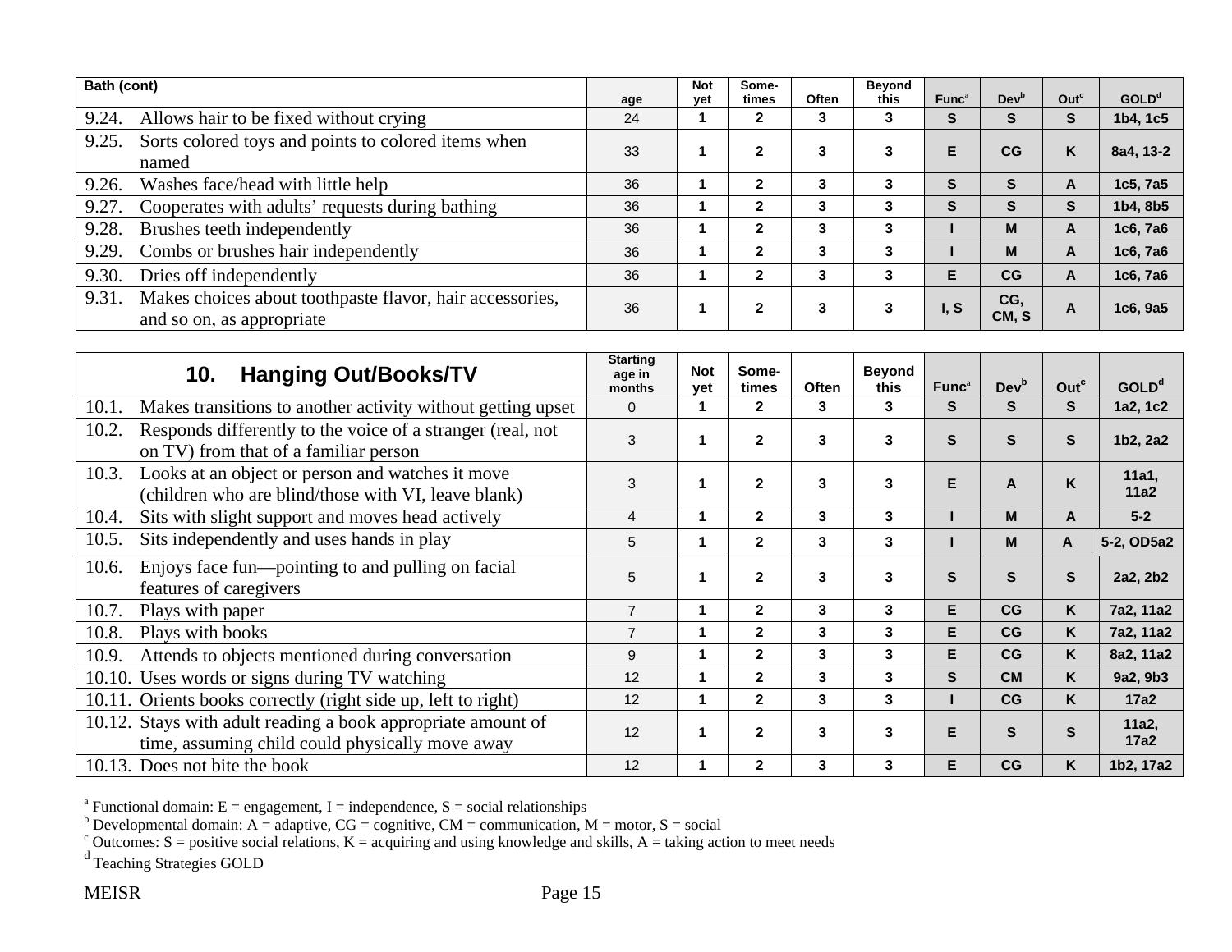| Bath (cont) | age | Not yet | Some-times | Often | Beyond this | Func[a] | Dev[b] | Out[c] | GOLD[d] |
|---|---|---|---|---|---|---|---|---|---|
| 9.24. Allows hair to be fixed without crying | 24 | 1 | 2 | 3 | 3 | S | S | S | 1b4, 1c5 |
| 9.25. Sorts colored toys and points to colored items when named | 33 | 1 | 2 | 3 | 3 | E | CG | K | 8a4, 13-2 |
| 9.26. Washes face/head with little help | 36 | 1 | 2 | 3 | 3 | S | S | A | 1c5, 7a5 |
| 9.27. Cooperates with adults' requests during bathing | 36 | 1 | 2 | 3 | 3 | S | S | S | 1b4, 8b5 |
| 9.28. Brushes teeth independently | 36 | 1 | 2 | 3 | 3 | I | M | A | 1c6, 7a6 |
| 9.29. Combs or brushes hair independently | 36 | 1 | 2 | 3 | 3 | I | M | A | 1c6, 7a6 |
| 9.30. Dries off independently | 36 | 1 | 2 | 3 | 3 | E | CG | A | 1c6, 7a6 |
| 9.31. Makes choices about toothpaste flavor, hair accessories, and so on, as appropriate | 36 | 1 | 2 | 3 | 3 | I, S | CG, CM, S | A | 1c6, 9a5 |

| 10. Hanging Out/Books/TV | Starting age in months | Not yet | Some-times | Often | Beyond this | Func[a] | Dev[b] | Out[c] | GOLD[d] |
|---|---|---|---|---|---|---|---|---|---|
| 10.1. Makes transitions to another activity without getting upset | 0 | 1 | 2 | 3 | 3 | S | S | S | 1a2, 1c2 |
| 10.2. Responds differently to the voice of a stranger (real, not on TV) from that of a familiar person | 3 | 1 | 2 | 3 | 3 | S | S | S | 1b2, 2a2 |
| 10.3. Looks at an object or person and watches it move (children who are blind/those with VI, leave blank) | 3 | 1 | 2 | 3 | 3 | E | A | K | 11a1, 11a2 |
| 10.4. Sits with slight support and moves head actively | 4 | 1 | 2 | 3 | 3 | I | M | A | 5-2 |
| 10.5. Sits independently and uses hands in play | 5 | 1 | 2 | 3 | 3 | I | M | A | 5-2, OD5a2 |
| 10.6. Enjoys face fun—pointing to and pulling on facial features of caregivers | 5 | 1 | 2 | 3 | 3 | S | S | S | 2a2, 2b2 |
| 10.7. Plays with paper | 7 | 1 | 2 | 3 | 3 | E | CG | K | 7a2, 11a2 |
| 10.8. Plays with books | 7 | 1 | 2 | 3 | 3 | E | CG | K | 7a2, 11a2 |
| 10.9. Attends to objects mentioned during conversation | 9 | 1 | 2 | 3 | 3 | E | CG | K | 8a2, 11a2 |
| 10.10. Uses words or signs during TV watching | 12 | 1 | 2 | 3 | 3 | S | CM | K | 9a2, 9b3 |
| 10.11. Orients books correctly (right side up, left to right) | 12 | 1 | 2 | 3 | 3 | I | CG | K | 17a2 |
| 10.12. Stays with adult reading a book appropriate amount of time, assuming child could physically move away | 12 | 1 | 2 | 3 | 3 | E | S | S | 11a2, 17a2 |
| 10.13. Does not bite the book | 12 | 1 | 2 | 3 | 3 | E | CG | K | 1b2, 17a2 |

[a] Functional domain: E = engagement, I = independence, S = social relationships
[b] Developmental domain: A = adaptive, CG = cognitive, CM = communication, M = motor, S = social
[c] Outcomes: S = positive social relations, K = acquiring and using knowledge and skills, A = taking action to meet needs
[d] Teaching Strategies GOLD

MEISR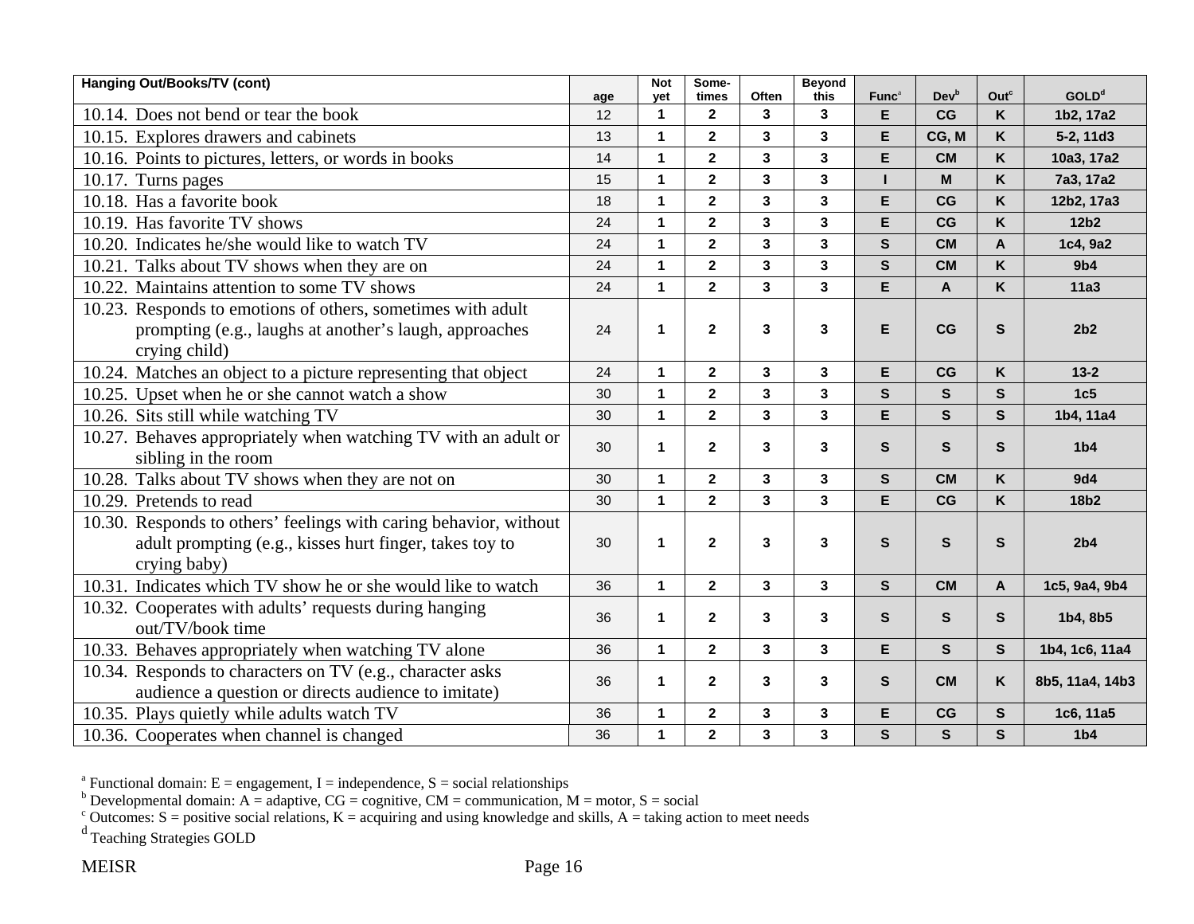| Hanging Out/Books/TV (cont) | age | Not yet | Some-times | Often | Beyond this | Func[a] | Dev[b] | Out[c] | GOLD[d] |
|---|---|---|---|---|---|---|---|---|---|
| 10.14. Does not bend or tear the book | 12 | 1 | 2 | 3 | 3 | E | CG | K | 1b2, 17a2 |
| 10.15. Explores drawers and cabinets | 13 | 1 | 2 | 3 | 3 | E | CG, M | K | 5-2, 11d3 |
| 10.16. Points to pictures, letters, or words in books | 14 | 1 | 2 | 3 | 3 | E | CM | K | 10a3, 17a2 |
| 10.17. Turns pages | 15 | 1 | 2 | 3 | 3 | I | M | K | 7a3, 17a2 |
| 10.18. Has a favorite book | 18 | 1 | 2 | 3 | 3 | E | CG | K | 12b2, 17a3 |
| 10.19. Has favorite TV shows | 24 | 1 | 2 | 3 | 3 | E | CG | K | 12b2 |
| 10.20. Indicates he/she would like to watch TV | 24 | 1 | 2 | 3 | 3 | S | CM | A | 1c4, 9a2 |
| 10.21. Talks about TV shows when they are on | 24 | 1 | 2 | 3 | 3 | S | CM | K | 9b4 |
| 10.22. Maintains attention to some TV shows | 24 | 1 | 2 | 3 | 3 | E | A | K | 11a3 |
| 10.23. Responds to emotions of others, sometimes with adult prompting (e.g., laughs at another's laugh, approaches crying child) | 24 | 1 | 2 | 3 | 3 | E | CG | S | 2b2 |
| 10.24. Matches an object to a picture representing that object | 24 | 1 | 2 | 3 | 3 | E | CG | K | 13-2 |
| 10.25. Upset when he or she cannot watch a show | 30 | 1 | 2 | 3 | 3 | S | S | S | 1c5 |
| 10.26. Sits still while watching TV | 30 | 1 | 2 | 3 | 3 | E | S | S | 1b4, 11a4 |
| 10.27. Behaves appropriately when watching TV with an adult or sibling in the room | 30 | 1 | 2 | 3 | 3 | S | S | S | 1b4 |
| 10.28. Talks about TV shows when they are not on | 30 | 1 | 2 | 3 | 3 | S | CM | K | 9d4 |
| 10.29. Pretends to read | 30 | 1 | 2 | 3 | 3 | E | CG | K | 18b2 |
| 10.30. Responds to others' feelings with caring behavior, without adult prompting (e.g., kisses hurt finger, takes toy to crying baby) | 30 | 1 | 2 | 3 | 3 | S | S | S | 2b4 |
| 10.31. Indicates which TV show he or she would like to watch | 36 | 1 | 2 | 3 | 3 | S | CM | A | 1c5, 9a4, 9b4 |
| 10.32. Cooperates with adults' requests during hanging out/TV/book time | 36 | 1 | 2 | 3 | 3 | S | S | S | 1b4, 8b5 |
| 10.33. Behaves appropriately when watching TV alone | 36 | 1 | 2 | 3 | 3 | E | S | S | 1b4, 1c6, 11a4 |
| 10.34. Responds to characters on TV (e.g., character asks audience a question or directs audience to imitate) | 36 | 1 | 2 | 3 | 3 | S | CM | K | 8b5, 11a4, 14b3 |
| 10.35. Plays quietly while adults watch TV | 36 | 1 | 2 | 3 | 3 | E | CG | S | 1c6, 11a5 |
| 10.36. Cooperates when channel is changed | 36 | 1 | 2 | 3 | 3 | S | S | S | 1b4 |

[a] Functional domain: E = engagement, I = independence, S = social relationships
[b] Developmental domain: A = adaptive, CG = cognitive, CM = communication, M = motor, S = social
[c] Outcomes: S = positive social relations, K = acquiring and using knowledge and skills, A = taking action to meet needs
[d] Teaching Strategies GOLD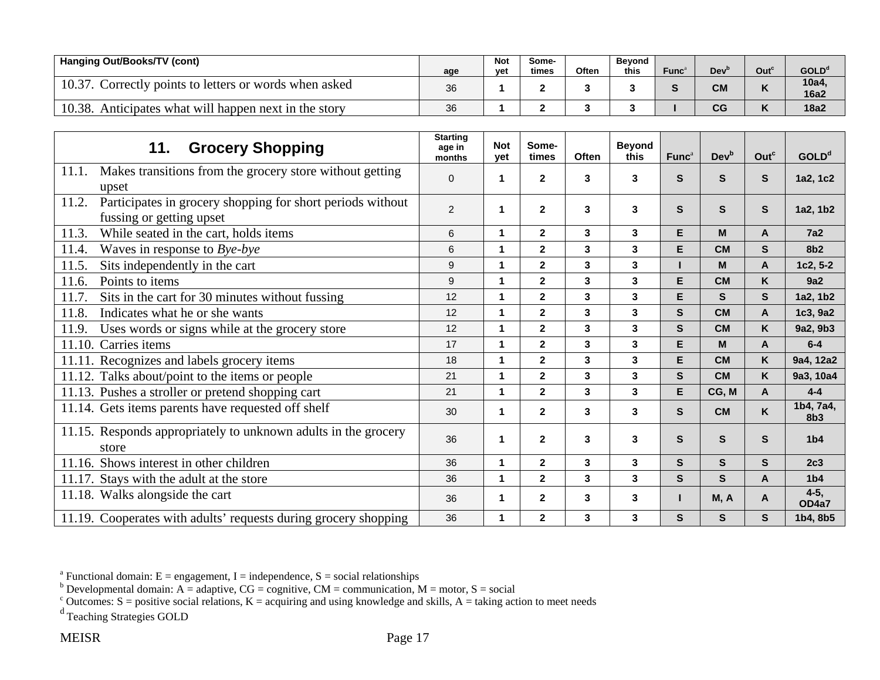| Hanging Out/Books/TV (cont) | age | Not yet | Some-times | Often | Beyond this | Func[a] | Dev[b] | Out[c] | GOLD[d] |
|---|---|---|---|---|---|---|---|---|---|
| 10.37. Correctly points to letters or words when asked | 36 | 1 | 2 | 3 | 3 | S | CM | K | 10a4, 16a2 |
| 10.38. Anticipates what will happen next in the story | 36 | 1 | 2 | 3 | 3 | I | CG | K | 18a2 |

| 11. Grocery Shopping | Starting age in months | Not yet | Some-times | Often | Beyond this | Func[a] | Dev[b] | Out[c] | GOLD[d] |
|---|---|---|---|---|---|---|---|---|---|
| 11.1. Makes transitions from the grocery store without getting upset | 0 | 1 | 2 | 3 | 3 | S | S | S | 1a2, 1c2 |
| 11.2. Participates in grocery shopping for short periods without fussing or getting upset | 2 | 1 | 2 | 3 | 3 | S | S | S | 1a2, 1b2 |
| 11.3. While seated in the cart, holds items | 6 | 1 | 2 | 3 | 3 | E | M | A | 7a2 |
| 11.4. Waves in response to *Bye-bye* | 6 | 1 | 2 | 3 | 3 | E | CM | S | 8b2 |
| 11.5. Sits independently in the cart | 9 | 1 | 2 | 3 | 3 | I | M | A | 1c2, 5-2 |
| 11.6. Points to items | 9 | 1 | 2 | 3 | 3 | E | CM | K | 9a2 |
| 11.7. Sits in the cart for 30 minutes without fussing | 12 | 1 | 2 | 3 | 3 | E | S | S | 1a2, 1b2 |
| 11.8. Indicates what he or she wants | 12 | 1 | 2 | 3 | 3 | S | CM | A | 1c3, 9a2 |
| 11.9. Uses words or signs while at the grocery store | 12 | 1 | 2 | 3 | 3 | S | CM | K | 9a2, 9b3 |
| 11.10. Carries items | 17 | 1 | 2 | 3 | 3 | E | M | A | 6-4 |
| 11.11. Recognizes and labels grocery items | 18 | 1 | 2 | 3 | 3 | E | CM | K | 9a4, 12a2 |
| 11.12. Talks about/point to the items or people | 21 | 1 | 2 | 3 | 3 | S | CM | K | 9a3, 10a4 |
| 11.13. Pushes a stroller or pretend shopping cart | 21 | 1 | 2 | 3 | 3 | E | CG, M | A | 4-4 |
| 11.14. Gets items parents have requested off shelf | 30 | 1 | 2 | 3 | 3 | S | CM | K | 1b4, 7a4, 8b3 |
| 11.15. Responds appropriately to unknown adults in the grocery store | 36 | 1 | 2 | 3 | 3 | S | S | S | 1b4 |
| 11.16. Shows interest in other children | 36 | 1 | 2 | 3 | 3 | S | S | S | 2c3 |
| 11.17. Stays with the adult at the store | 36 | 1 | 2 | 3 | 3 | S | S | A | 1b4 |
| 11.18. Walks alongside the cart | 36 | 1 | 2 | 3 | 3 | I | M, A | A | 4-5, OD4a7 |
| 11.19. Cooperates with adults' requests during grocery shopping | 36 | 1 | 2 | 3 | 3 | S | S | S | 1b4, 8b5 |

[a] Functional domain: E = engagement, I = independence, S = social relationships
[b] Developmental domain: A = adaptive, CG = cognitive, CM = communication, M = motor, S = social
[c] Outcomes: S = positive social relations, K = acquiring and using knowledge and skills, A = taking action to meet needs
[d] Teaching Strategies GOLD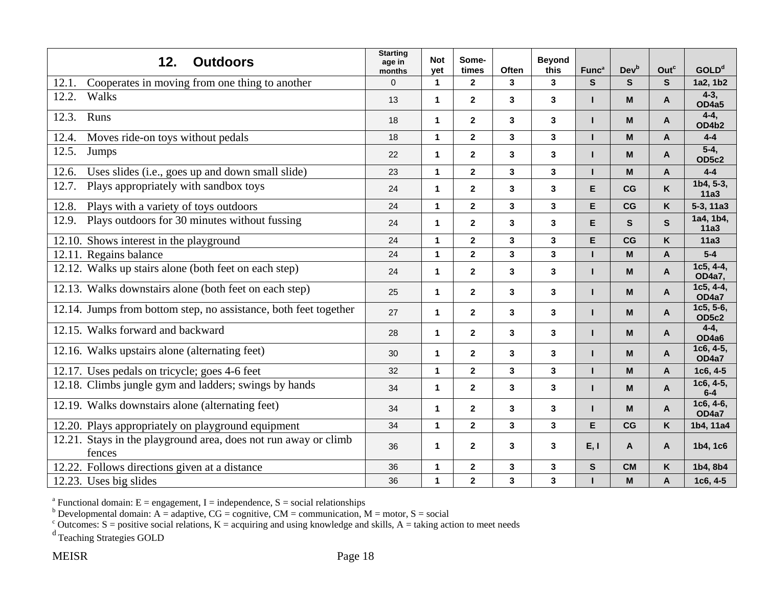| 12. Outdoors | Starting age in months | Not yet | Some-times | Often | Beyond this | Func[a] | Dev[b] | Out[c] | GOLD[d] |
|---|---|---|---|---|---|---|---|---|---|
| 12.1. Cooperates in moving from one thing to another | 0 | 1 | 2 | 3 | 3 | S | S | S | 1a2, 1b2 |
| 12.2. Walks | 13 | 1 | 2 | 3 | 3 | I | M | A | 4-3, OD4a5 |
| 12.3. Runs | 18 | 1 | 2 | 3 | 3 | I | M | A | 4-4, OD4b2 |
| 12.4. Moves ride-on toys without pedals | 18 | 1 | 2 | 3 | 3 | I | M | A | 4-4 |
| 12.5. Jumps | 22 | 1 | 2 | 3 | 3 | I | M | A | 5-4, OD5c2 |
| 12.6. Uses slides (i.e., goes up and down small slide) | 23 | 1 | 2 | 3 | 3 | I | M | A | 4-4 |
| 12.7. Plays appropriately with sandbox toys | 24 | 1 | 2 | 3 | 3 | E | CG | K | 1b4, 5-3, 11a3 |
| 12.8. Plays with a variety of toys outdoors | 24 | 1 | 2 | 3 | 3 | E | CG | K | 5-3, 11a3 |
| 12.9. Plays outdoors for 30 minutes without fussing | 24 | 1 | 2 | 3 | 3 | E | S | S | 1a4, 1b4, 11a3 |
| 12.10. Shows interest in the playground | 24 | 1 | 2 | 3 | 3 | E | CG | K | 11a3 |
| 12.11. Regains balance | 24 | 1 | 2 | 3 | 3 | I | M | A | 5-4 |
| 12.12. Walks up stairs alone (both feet on each step) | 24 | 1 | 2 | 3 | 3 | I | M | A | 1c5, 4-4, OD4a7, |
| 12.13. Walks downstairs alone (both feet on each step) | 25 | 1 | 2 | 3 | 3 | I | M | A | 1c5, 4-4, OD4a7 |
| 12.14. Jumps from bottom step, no assistance, both feet together | 27 | 1 | 2 | 3 | 3 | I | M | A | 1c5, 5-6, OD5c2 |
| 12.15. Walks forward and backward | 28 | 1 | 2 | 3 | 3 | I | M | A | 4-4, OD4a6 |
| 12.16. Walks upstairs alone (alternating feet) | 30 | 1 | 2 | 3 | 3 | I | M | A | 1c6, 4-5, OD4a7 |
| 12.17. Uses pedals on tricycle; goes 4-6 feet | 32 | 1 | 2 | 3 | 3 | I | M | A | 1c6, 4-5 |
| 12.18. Climbs jungle gym and ladders; swings by hands | 34 | 1 | 2 | 3 | 3 | I | M | A | 1c6, 4-5, 6-4 |
| 12.19. Walks downstairs alone (alternating feet) | 34 | 1 | 2 | 3 | 3 | I | M | A | 1c6, 4-6, OD4a7 |
| 12.20. Plays appropriately on playground equipment | 34 | 1 | 2 | 3 | 3 | E | CG | K | 1b4, 11a4 |
| 12.21. Stays in the playground area, does not run away or climb fences | 36 | 1 | 2 | 3 | 3 | E, I | A | A | 1b4, 1c6 |
| 12.22. Follows directions given at a distance | 36 | 1 | 2 | 3 | 3 | S | CM | K | 1b4, 8b4 |
| 12.23. Uses big slides | 36 | 1 | 2 | 3 | 3 | I | M | A | 1c6, 4-5 |

[a] Functional domain: E = engagement, I = independence, S = social relationships
[b] Developmental domain: A = adaptive, CG = cognitive, CM = communication, M = motor, S = social
[c] Outcomes: S = positive social relations, K = acquiring and using knowledge and skills, A = taking action to meet needs
[d] Teaching Strategies GOLD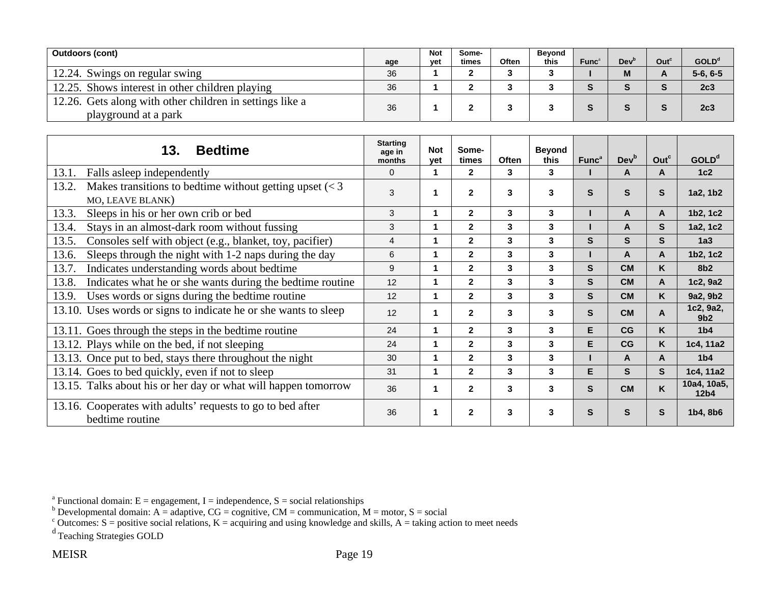| Outdoors (cont) | age | Not yet | Some-times | Often | Beyond this | Func[a] | Dev[b] | Out[c] | GOLD[d] |
|---|---|---|---|---|---|---|---|---|---|
| 12.24. Swings on regular swing | 36 | 1 | 2 | 3 | 3 | I | M | A | 5-6, 6-5 |
| 12.25. Shows interest in other children playing | 36 | 1 | 2 | 3 | 3 | S | S | S | 2c3 |
| 12.26. Gets along with other children in settings like a playground at a park | 36 | 1 | 2 | 3 | 3 | S | S | S | 2c3 |

| 13. Bedtime | Starting age in months | Not yet | Some-times | Often | Beyond this | Func[a] | Dev[b] | Out[c] | GOLD[d] |
|---|---|---|---|---|---|---|---|---|---|
| 13.1. Falls asleep independently | 0 | 1 | 2 | 3 | 3 | I | A | A | 1c2 |
| 13.2. Makes transitions to bedtime without getting upset (< 3 MO, LEAVE BLANK) | 3 | 1 | 2 | 3 | 3 | S | S | S | 1a2, 1b2 |
| 13.3. Sleeps in his or her own crib or bed | 3 | 1 | 2 | 3 | 3 | I | A | A | 1b2, 1c2 |
| 13.4. Stays in an almost-dark room without fussing | 3 | 1 | 2 | 3 | 3 | I | A | S | 1a2, 1c2 |
| 13.5. Consoles self with object (e.g., blanket, toy, pacifier) | 4 | 1 | 2 | 3 | 3 | S | S | S | 1a3 |
| 13.6. Sleeps through the night with 1-2 naps during the day | 6 | 1 | 2 | 3 | 3 | I | A | A | 1b2, 1c2 |
| 13.7. Indicates understanding words about bedtime | 9 | 1 | 2 | 3 | 3 | S | CM | K | 8b2 |
| 13.8. Indicates what he or she wants during the bedtime routine | 12 | 1 | 2 | 3 | 3 | S | CM | A | 1c2, 9a2 |
| 13.9. Uses words or signs during the bedtime routine | 12 | 1 | 2 | 3 | 3 | S | CM | K | 9a2, 9b2 |
| 13.10. Uses words or signs to indicate he or she wants to sleep | 12 | 1 | 2 | 3 | 3 | S | CM | A | 1c2, 9a2, 9b2 |
| 13.11. Goes through the steps in the bedtime routine | 24 | 1 | 2 | 3 | 3 | E | CG | K | 1b4 |
| 13.12. Plays while on the bed, if not sleeping | 24 | 1 | 2 | 3 | 3 | E | CG | K | 1c4, 11a2 |
| 13.13. Once put to bed, stays there throughout the night | 30 | 1 | 2 | 3 | 3 | I | A | A | 1b4 |
| 13.14. Goes to bed quickly, even if not to sleep | 31 | 1 | 2 | 3 | 3 | E | S | S | 1c4, 11a2 |
| 13.15. Talks about his or her day or what will happen tomorrow | 36 | 1 | 2 | 3 | 3 | S | CM | K | 10a4, 10a5, 12b4 |
| 13.16. Cooperates with adults' requests to go to bed after bedtime routine | 36 | 1 | 2 | 3 | 3 | S | S | S | 1b4, 8b6 |

[a] Functional domain: E = engagement, I = independence, S = social relationships
[b] Developmental domain: A = adaptive, CG = cognitive, CM = communication, M = motor, S = social
[c] Outcomes: S = positive social relations, K = acquiring and using knowledge and skills, A = taking action to meet needs
[d] Teaching Strategies GOLD

MEISR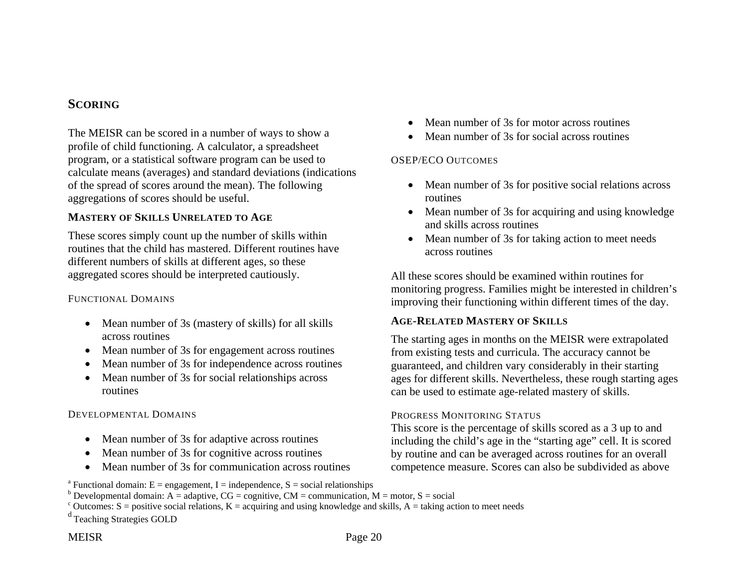## Scoring

The MEISR can be scored in a number of ways to show a profile of child functioning. A calculator, a spreadsheet program, or a statistical software program can be used to calculate means (averages) and standard deviations (indications of the spread of scores around the mean). The following aggregations of scores should be useful.

### Mastery of Skills Unrelated to Age

These scores simply count up the number of skills within routines that the child has mastered. Different routines have different numbers of skills at different ages, so these aggregated scores should be interpreted cautiously.

#### Functional Domains

- Mean number of 3s (mastery of skills) for all skills across routines
- Mean number of 3s for engagement across routines
- Mean number of 3s for independence across routines
- Mean number of 3s for social relationships across routines

#### Developmental Domains

- Mean number of 3s for adaptive across routines
- Mean number of 3s for cognitive across routines
- Mean number of 3s for communication across routines
- Mean number of 3s for motor across routines
- Mean number of 3s for social across routines

#### OSEP/ECO Outcomes

- Mean number of 3s for positive social relations across routines
- Mean number of 3s for acquiring and using knowledge and skills across routines
- Mean number of 3s for taking action to meet needs across routines

All these scores should be examined within routines for monitoring progress. Families might be interested in children's improving their functioning within different times of the day.

### Age-Related Mastery of Skills

The starting ages in months on the MEISR were extrapolated from existing tests and curricula. The accuracy cannot be guaranteed, and children vary considerably in their starting ages for different skills. Nevertheless, these rough starting ages can be used to estimate age-related mastery of skills.

#### Progress Monitoring Status

This score is the percentage of skills scored as a 3 up to and including the child's age in the "starting age" cell. It is scored by routine and can be averaged across routines for an overall competence measure. Scores can also be subdivided as above

[a] Functional domain: E = engagement, I = independence, S = social relationships
[b] Developmental domain: A = adaptive, CG = cognitive, CM = communication, M = motor, S = social
[c] Outcomes: S = positive social relations, K = acquiring and using knowledge and skills, A = taking action to meet needs
[d] Teaching Strategies GOLD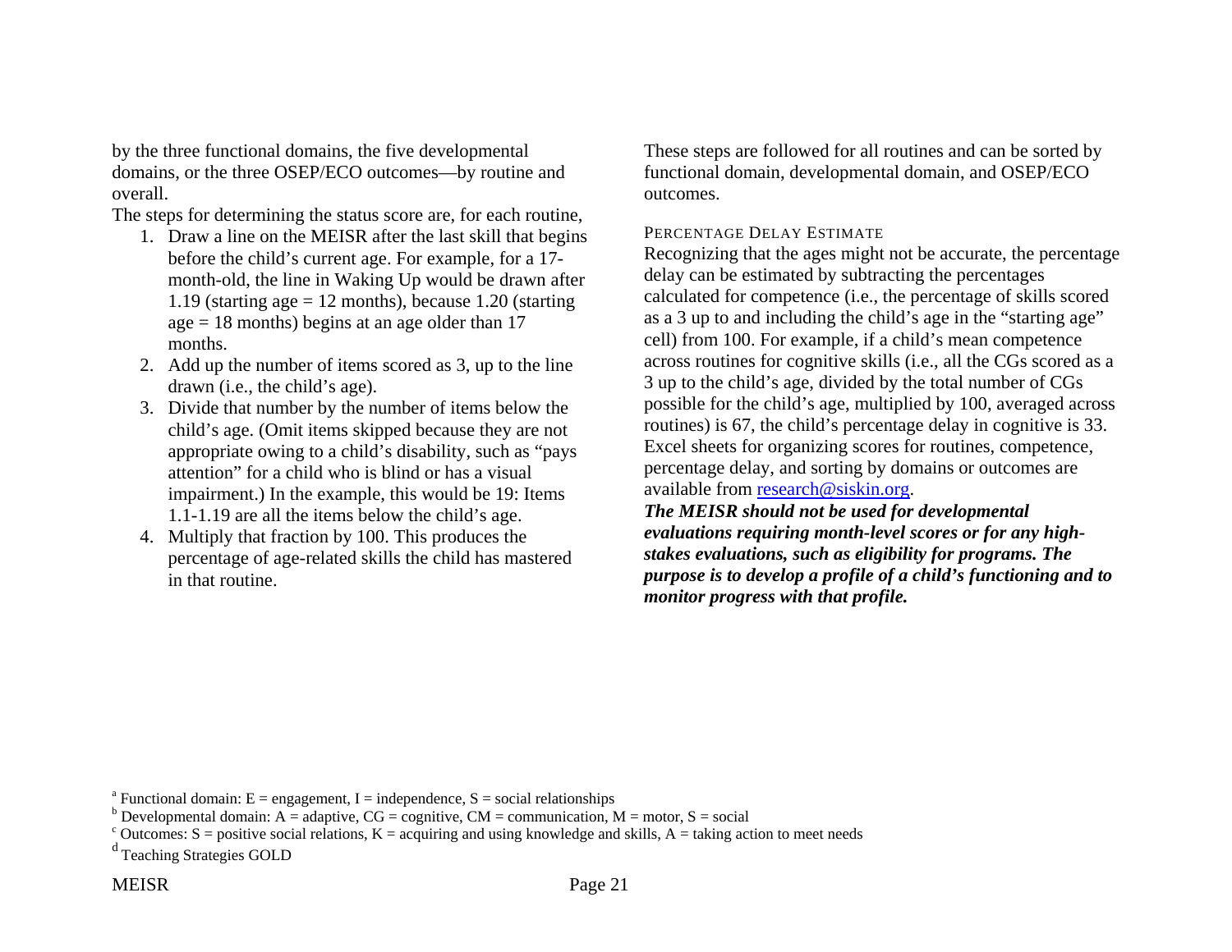by the three functional domains, the five developmental domains, or the three OSEP/ECO outcomes—by routine and overall.

The steps for determining the status score are, for each routine,

1. Draw a line on the MEISR after the last skill that begins before the child's current age. For example, for a 17-month-old, the line in Waking Up would be drawn after 1.19 (starting age = 12 months), because 1.20 (starting age = 18 months) begins at an age older than 17 months.
2. Add up the number of items scored as 3, up to the line drawn (i.e., the child's age).
3. Divide that number by the number of items below the child's age. (Omit items skipped because they are not appropriate owing to a child's disability, such as "pays attention" for a child who is blind or has a visual impairment.) In the example, this would be 19: Items 1.1-1.19 are all the items below the child's age.
4. Multiply that fraction by 100. This produces the percentage of age-related skills the child has mastered in that routine.

These steps are followed for all routines and can be sorted by functional domain, developmental domain, and OSEP/ECO outcomes.

### Percentage Delay Estimate

Recognizing that the ages might not be accurate, the percentage delay can be estimated by subtracting the percentages calculated for competence (i.e., the percentage of skills scored as a 3 up to and including the child's age in the "starting age" cell) from 100. For example, if a child's mean competence across routines for cognitive skills (i.e., all the CGs scored as a 3 up to the child's age, divided by the total number of CGs possible for the child's age, multiplied by 100, averaged across routines) is 67, the child's percentage delay in cognitive is 33. Excel sheets for organizing scores for routines, competence, percentage delay, and sorting by domains or outcomes are available from research@siskin.org.

***The MEISR should not be used for developmental evaluations requiring month-level scores or for any high-stakes evaluations, such as eligibility for programs. The purpose is to develop a profile of a child's functioning and to monitor progress with that profile.***

[a] Functional domain: E = engagement, I = independence, S = social relationships

[b] Developmental domain: A = adaptive, CG = cognitive, CM = communication, M = motor, S = social

[c] Outcomes: S = positive social relations, K = acquiring and using knowledge and skills, A = taking action to meet needs

[d] Teaching Strategies GOLD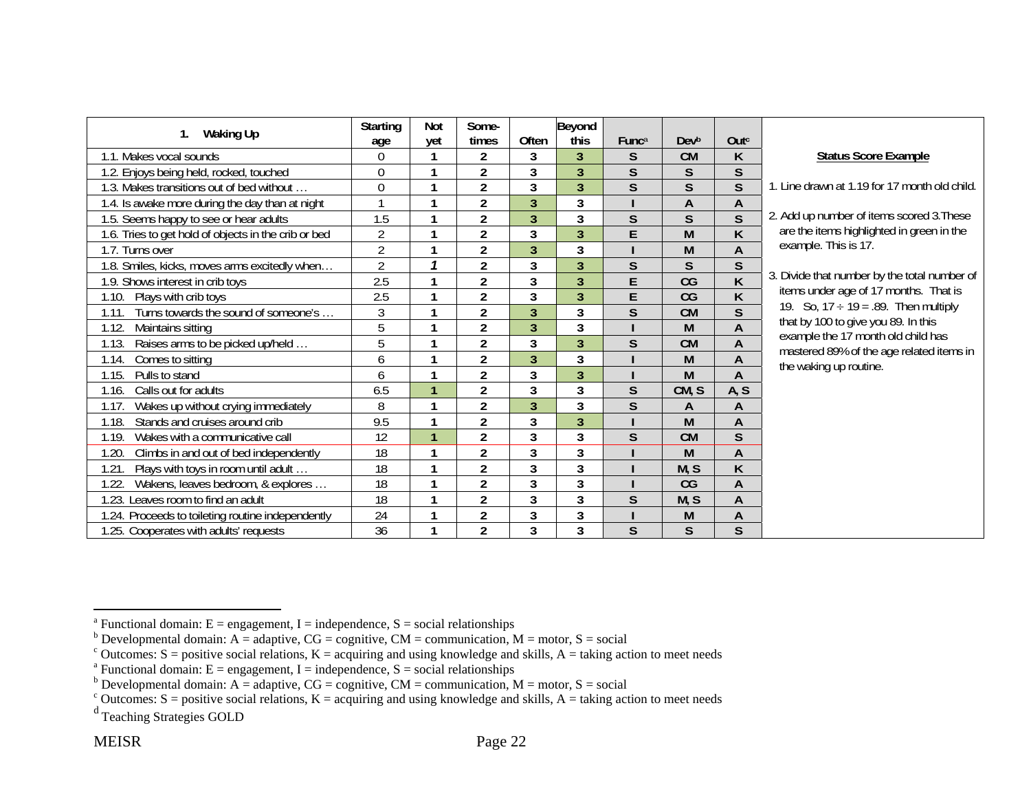| 1. Waking Up | Starting age | Not yet | Some-times | Often | Beyond this | Func[a] | Dev[b] | Out[c] |
|---|---|---|---|---|---|---|---|---|
| 1.1. Makes vocal sounds | 0 | 1 | 2 | 3 | 3 | S | CM | K |
| 1.2. Enjoys being held, rocked, touched | 0 | 1 | 2 | 3 | 3 | S | S | S |
| 1.3. Makes transitions out of bed without … | 0 | 1 | 2 | 3 | 3 | S | S | S |
| 1.4. Is awake more during the day than at night | 1 | 1 | 2 | 3 | 3 | I | A | A |
| 1.5. Seems happy to see or hear adults | 1.5 | 1 | 2 | 3 | 3 | S | S | S |
| 1.6. Tries to get hold of objects in the crib or bed | 2 | 1 | 2 | 3 | 3 | E | M | K |
| 1.7. Turns over | 2 | 1 | 2 | 3 | 3 | I | M | A |
| 1.8. Smiles, kicks, moves arms excitedly when… | 2 | *1* | 2 | 3 | 3 | S | S | S |
| 1.9. Shows interest in crib toys | 2.5 | 1 | 2 | 3 | 3 | E | CG | K |
| 1.10. Plays with crib toys | 2.5 | 1 | 2 | 3 | 3 | E | CG | K |
| 1.11. Turns towards the sound of someone's … | 3 | 1 | 2 | 3 | 3 | S | CM | S |
| 1.12. Maintains sitting | 5 | 1 | 2 | 3 | 3 | I | M | A |
| 1.13. Raises arms to be picked up/held … | 5 | 1 | 2 | 3 | 3 | S | CM | A |
| 1.14. Comes to sitting | 6 | 1 | 2 | 3 | 3 | I | M | A |
| 1.15. Pulls to stand | 6 | 1 | 2 | 3 | 3 | I | M | A |
| 1.16. Calls out for adults | 6.5 | 1 | 2 | 3 | 3 | S | CM, S | A, S |
| 1.17. Wakes up without crying immediately | 8 | 1 | 2 | 3 | 3 | S | A | A |
| 1.18. Stands and cruises around crib | 9.5 | 1 | 2 | 3 | 3 | I | M | A |
| 1.19. Wakes with a communicative call | 12 | 1 | 2 | 3 | 3 | S | CM | S |
| 1.20. Climbs in and out of bed independently | 18 | 1 | 2 | 3 | 3 | I | M | A |
| 1.21. Plays with toys in room until adult … | 18 | 1 | 2 | 3 | 3 | I | M, S | K |
| 1.22. Wakens, leaves bedroom, & explores … | 18 | 1 | 2 | 3 | 3 | I | CG | A |
| 1.23. Leaves room to find an adult | 18 | 1 | 2 | 3 | 3 | S | M, S | A |
| 1.24. Proceeds to toileting routine independently | 24 | 1 | 2 | 3 | 3 | I | M | A |
| 1.25. Cooperates with adults' requests | 36 | 1 | 2 | 3 | 3 | S | S | S |

**Status Score Example**

1. Line drawn at 1.19 for 17 month old child.

2. Add up number of items scored 3.These are the items highlighted in green in the example. This is 17.

3. Divide that number by the total number of items under age of 17 months. That is 19. So, 17 ÷ 19 = .89. Then multiply that by 100 to give you 89. In this example the 17 month old child has mastered 89% of the age related items in the waking up routine.

---

[a] Functional domain: E = engagement, I = independence, S = social relationships
[b] Developmental domain: A = adaptive, CG = cognitive, CM = communication, M = motor, S = social
[c] Outcomes: S = positive social relations, K = acquiring and using knowledge and skills, A = taking action to meet needs
[a] Functional domain: E = engagement, I = independence, S = social relationships
[b] Developmental domain: A = adaptive, CG = cognitive, CM = communication, M = motor, S = social
[c] Outcomes: S = positive social relations, K = acquiring and using knowledge and skills, A = taking action to meet needs
[d] Teaching Strategies GOLD